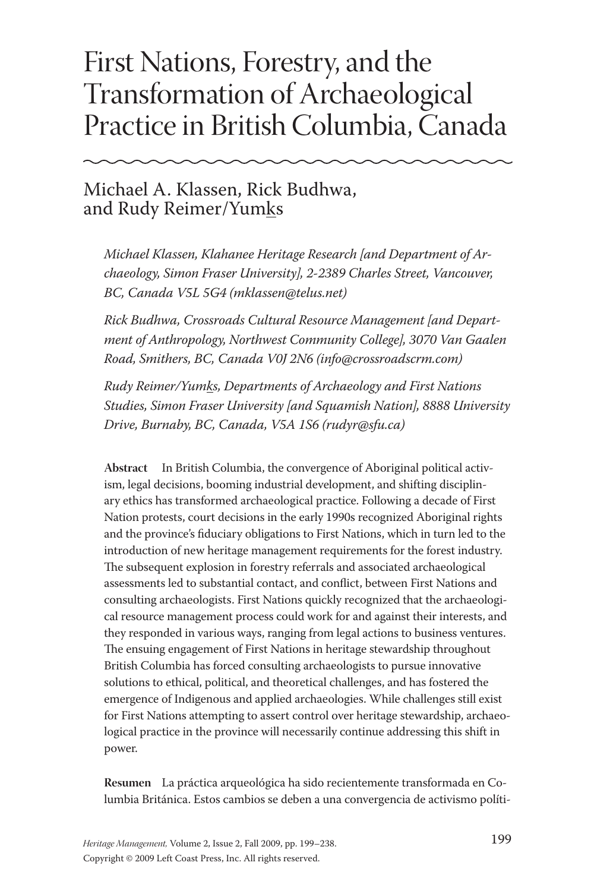# First Nations, Forestry, and the Transformation of Archaeological Practice in British Columbia, Canada

Michael A. Klassen, Rick Budhwa, and Rudy Reimer/Yumks

*Michael Klassen, Klahanee Heritage Research [and Department of Archaeology, Simon Fraser University], 2-2389 Charles Street, Vancouver, BC, Canada V5L 5G4 (mklassen@telus.net)*

*Rick Budhwa, Crossroads Cultural Resource Management [and Department of Anthropology, Northwest Community College], 3070 Van Gaalen Road, Smithers, BC, Canada V0J 2N6 (info@crossroadscrm.com)*

*Rudy Reimer/Yumks, Departments of Archaeology and First Nations Studies, Simon Fraser University [and Squamish Nation], 8888 University Drive, Burnaby, BC, Canada, V5A 1S6 (rudyr@sfu.ca)*

**Abstract** In British Columbia, the convergence of Aboriginal political activism, legal decisions, booming industrial development, and shifting disciplinary ethics has transformed archaeological practice. Following a decade of First Nation protests, court decisions in the early 1990s recognized Aboriginal rights and the province's fiduciary obligations to First Nations, which in turn led to the introduction of new heritage management requirements for the forest industry. The subsequent explosion in forestry referrals and associated archaeological assessments led to substantial contact, and conflict, between First Nations and consulting archaeologists. First Nations quickly recognized that the archaeological resource management process could work for and against their interests, and they responded in various ways, ranging from legal actions to business ventures. The ensuing engagement of First Nations in heritage stewardship throughout British Columbia has forced consulting archaeologists to pursue innovative solutions to ethical, political, and theoretical challenges, and has fostered the emergence of Indigenous and applied archaeologies. While challenges still exist for First Nations attempting to assert control over heritage stewardship, archaeological practice in the province will necessarily continue addressing this shift in power.

**Resumen** La práctica arqueológica ha sido recientemente transformada en Columbia Británica. Estos cambios se deben a una convergencia de activismo políti-

*Heritage Management,* Volume 2, Issue 2, Fall 2009, pp. 199–238.
Copyright © 2009 Left Coast Press, Inc. All rights reserved.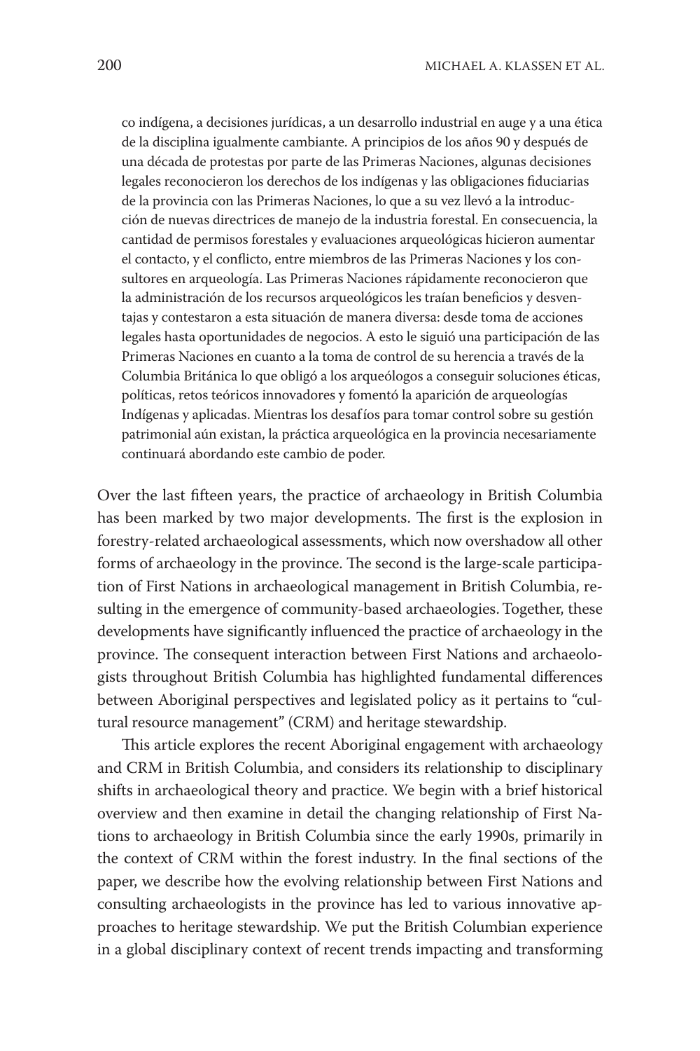co indígena, a decisiones jurídicas, a un desarrollo industrial en auge y a una ética de la disciplina igualmente cambiante. A principios de los años 90 y después de una década de protestas por parte de las Primeras Naciones, algunas decisiones legales reconocieron los derechos de los indígenas y las obligaciones fiduciarias de la provincia con las Primeras Naciones, lo que a su vez llevó a la introducción de nuevas directrices de manejo de la industria forestal. En consecuencia, la cantidad de permisos forestales y evaluaciones arqueológicas hicieron aumentar el contacto, y el conflicto, entre miembros de las Primeras Naciones y los consultores en arqueología. Las Primeras Naciones rápidamente reconocieron que la administración de los recursos arqueológicos les traían beneficios y desventajas y contestaron a esta situación de manera diversa: desde toma de acciones legales hasta oportunidades de negocios. A esto le siguió una participación de las Primeras Naciones en cuanto a la toma de control de su herencia a través de la Columbia Británica lo que obligó a los arqueólogos a conseguir soluciones éticas, políticas, retos teóricos innovadores y fomentó la aparición de arqueologías Indígenas y aplicadas. Mientras los desafíos para tomar control sobre su gestión patrimonial aún existan, la práctica arqueológica en la provincia necesariamente continuará abordando este cambio de poder.

Over the last fifteen years, the practice of archaeology in British Columbia has been marked by two major developments. The first is the explosion in forestry-related archaeological assessments, which now overshadow all other forms of archaeology in the province. The second is the large-scale participation of First Nations in archaeological management in British Columbia, resulting in the emergence of community-based archaeologies. Together, these developments have significantly influenced the practice of archaeology in the province. The consequent interaction between First Nations and archaeologists throughout British Columbia has highlighted fundamental differences between Aboriginal perspectives and legislated policy as it pertains to "cultural resource management" (CRM) and heritage stewardship.

This article explores the recent Aboriginal engagement with archaeology and CRM in British Columbia, and considers its relationship to disciplinary shifts in archaeological theory and practice. We begin with a brief historical overview and then examine in detail the changing relationship of First Nations to archaeology in British Columbia since the early 1990s, primarily in the context of CRM within the forest industry. In the final sections of the paper, we describe how the evolving relationship between First Nations and consulting archaeologists in the province has led to various innovative approaches to heritage stewardship. We put the British Columbian experience in a global disciplinary context of recent trends impacting and transforming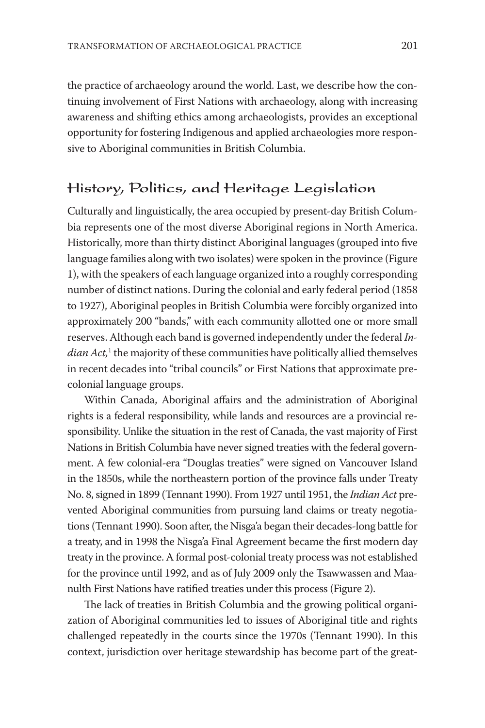the practice of archaeology around the world. Last, we describe how the continuing involvement of First Nations with archaeology, along with increasing awareness and shifting ethics among archaeologists, provides an exceptional opportunity for fostering Indigenous and applied archaeologies more responsive to Aboriginal communities in British Columbia.

## History, Politics, and Heritage Legislation

Culturally and linguistically, the area occupied by present-day British Columbia represents one of the most diverse Aboriginal regions in North America. Historically, more than thirty distinct Aboriginal languages (grouped into five language families along with two isolates) were spoken in the province (Figure 1), with the speakers of each language organized into a roughly corresponding number of distinct nations. During the colonial and early federal period (1858 to 1927), Aboriginal peoples in British Columbia were forcibly organized into approximately 200 "bands," with each community allotted one or more small reserves. Although each band is governed independently under the federal *Indian Act,*[1] the majority of these communities have politically allied themselves in recent decades into "tribal councils" or First Nations that approximate precolonial language groups.

Within Canada, Aboriginal affairs and the administration of Aboriginal rights is a federal responsibility, while lands and resources are a provincial responsibility. Unlike the situation in the rest of Canada, the vast majority of First Nations in British Columbia have never signed treaties with the federal government. A few colonial-era "Douglas treaties" were signed on Vancouver Island in the 1850s, while the northeastern portion of the province falls under Treaty No. 8, signed in 1899 (Tennant 1990). From 1927 until 1951, the *Indian Act* prevented Aboriginal communities from pursuing land claims or treaty negotiations (Tennant 1990). Soon after, the Nisga'a began their decades-long battle for a treaty, and in 1998 the Nisga'a Final Agreement became the first modern day treaty in the province. A formal post-colonial treaty process was not established for the province until 1992, and as of July 2009 only the Tsawwassen and Maanulth First Nations have ratified treaties under this process (Figure 2).

The lack of treaties in British Columbia and the growing political organization of Aboriginal communities led to issues of Aboriginal title and rights challenged repeatedly in the courts since the 1970s (Tennant 1990). In this context, jurisdiction over heritage stewardship has become part of the great-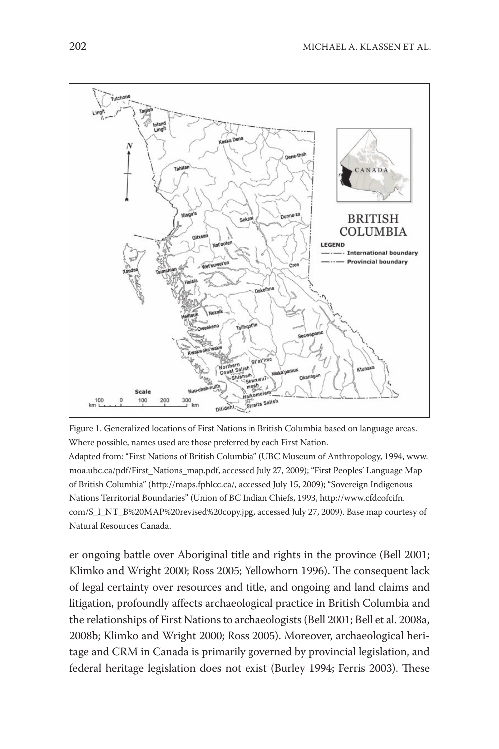Figure 1. Generalized locations of First Nations in British Columbia based on language areas. Where possible, names used are those preferred by each First Nation.

Adapted from: "First Nations of British Columbia" (UBC Museum of Anthropology, 1994, www.moa.ubc.ca/pdf/First_Nations_map.pdf, accessed July 27, 2009); "First Peoples' Language Map of British Columbia" (http://maps.fphlcc.ca/, accessed July 15, 2009); "Sovereign Indigenous Nations Territorial Boundaries" (Union of BC Indian Chiefs, 1993, http://www.cfdcofcifn.com/S_I_NT_B%20MAP%20revised%20copy.jpg, accessed July 27, 2009). Base map courtesy of Natural Resources Canada.

er ongoing battle over Aboriginal title and rights in the province (Bell 2001; Klimko and Wright 2000; Ross 2005; Yellowhorn 1996). The consequent lack of legal certainty over resources and title, and ongoing and land claims and litigation, profoundly affects archaeological practice in British Columbia and the relationships of First Nations to archaeologists (Bell 2001; Bell et al. 2008a, 2008b; Klimko and Wright 2000; Ross 2005). Moreover, archaeological heritage and CRM in Canada is primarily governed by provincial legislation, and federal heritage legislation does not exist (Burley 1994; Ferris 2003). These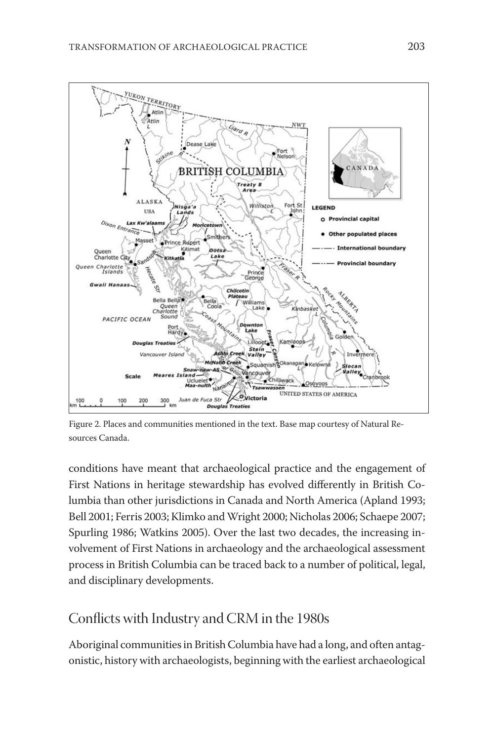Figure 2. Places and communities mentioned in the text. Base map courtesy of Natural Resources Canada.

conditions have meant that archaeological practice and the engagement of First Nations in heritage stewardship has evolved differently in British Columbia than other jurisdictions in Canada and North America (Apland 1993; Bell 2001; Ferris 2003; Klimko and Wright 2000; Nicholas 2006; Schaepe 2007; Spurling 1986; Watkins 2005). Over the last two decades, the increasing involvement of First Nations in archaeology and the archaeological assessment process in British Columbia can be traced back to a number of political, legal, and disciplinary developments.

## Conflicts with Industry and CRM in the 1980s

Aboriginal communities in British Columbia have had a long, and often antagonistic, history with archaeologists, beginning with the earliest archaeological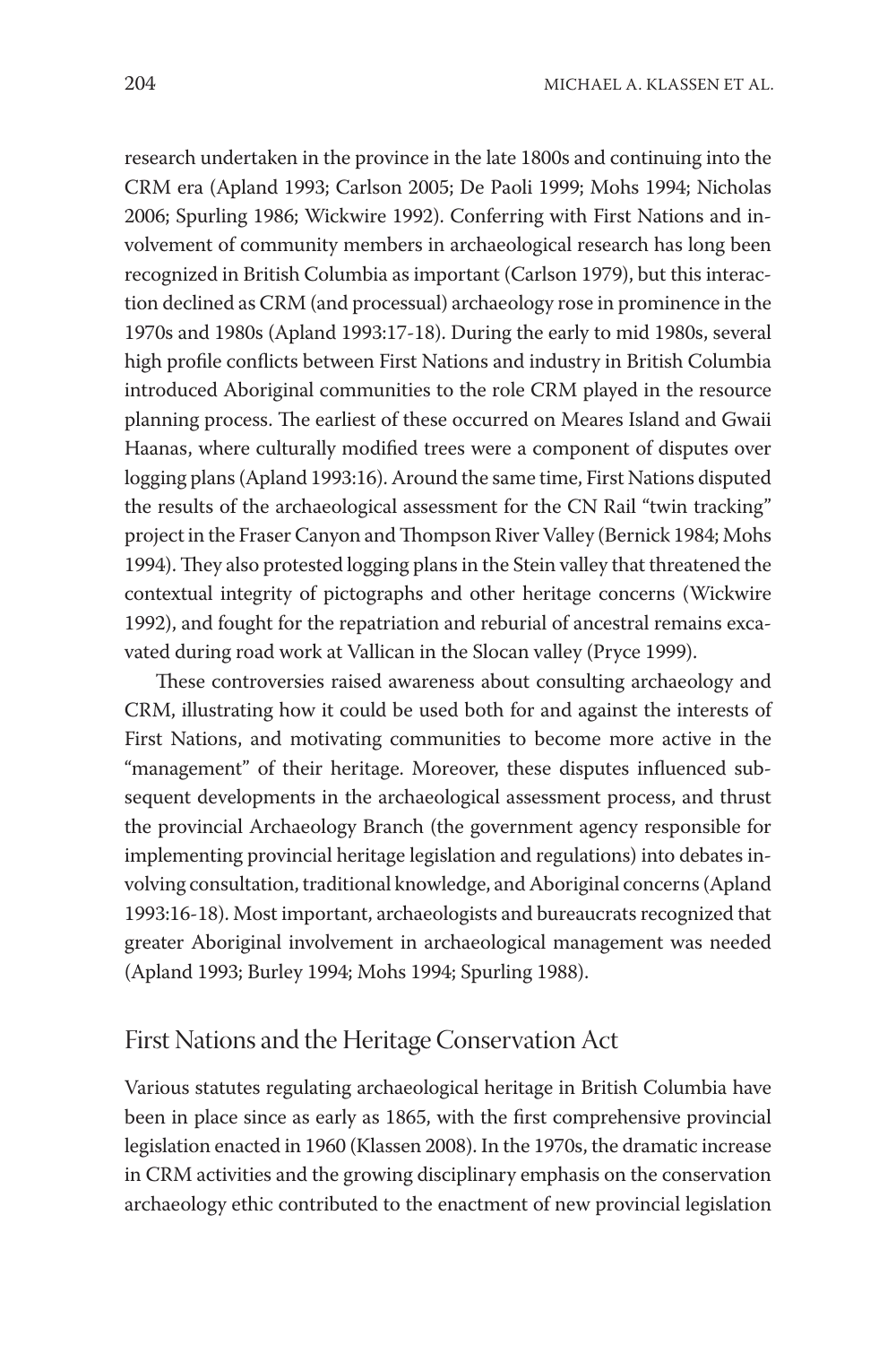research undertaken in the province in the late 1800s and continuing into the CRM era (Apland 1993; Carlson 2005; De Paoli 1999; Mohs 1994; Nicholas 2006; Spurling 1986; Wickwire 1992). Conferring with First Nations and involvement of community members in archaeological research has long been recognized in British Columbia as important (Carlson 1979), but this interaction declined as CRM (and processual) archaeology rose in prominence in the 1970s and 1980s (Apland 1993:17-18). During the early to mid 1980s, several high profile conflicts between First Nations and industry in British Columbia introduced Aboriginal communities to the role CRM played in the resource planning process. The earliest of these occurred on Meares Island and Gwaii Haanas, where culturally modified trees were a component of disputes over logging plans (Apland 1993:16). Around the same time, First Nations disputed the results of the archaeological assessment for the CN Rail "twin tracking" project in the Fraser Canyon and Thompson River Valley (Bernick 1984; Mohs 1994). They also protested logging plans in the Stein valley that threatened the contextual integrity of pictographs and other heritage concerns (Wickwire 1992), and fought for the repatriation and reburial of ancestral remains excavated during road work at Vallican in the Slocan valley (Pryce 1999).

These controversies raised awareness about consulting archaeology and CRM, illustrating how it could be used both for and against the interests of First Nations, and motivating communities to become more active in the "management" of their heritage. Moreover, these disputes influenced subsequent developments in the archaeological assessment process, and thrust the provincial Archaeology Branch (the government agency responsible for implementing provincial heritage legislation and regulations) into debates involving consultation, traditional knowledge, and Aboriginal concerns (Apland 1993:16-18). Most important, archaeologists and bureaucrats recognized that greater Aboriginal involvement in archaeological management was needed (Apland 1993; Burley 1994; Mohs 1994; Spurling 1988).

## First Nations and the Heritage Conservation Act

Various statutes regulating archaeological heritage in British Columbia have been in place since as early as 1865, with the first comprehensive provincial legislation enacted in 1960 (Klassen 2008). In the 1970s, the dramatic increase in CRM activities and the growing disciplinary emphasis on the conservation archaeology ethic contributed to the enactment of new provincial legislation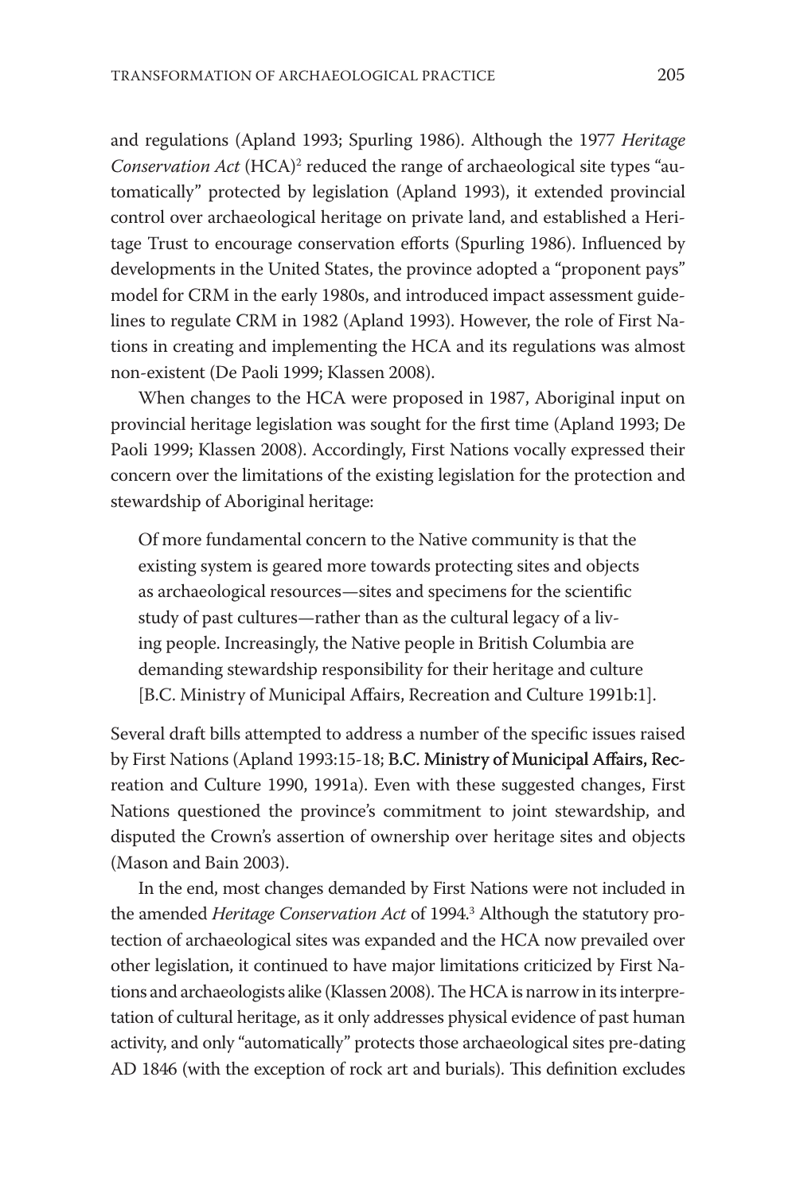and regulations (Apland 1993; Spurling 1986). Although the 1977 *Heritage Conservation Act* (HCA)[2] reduced the range of archaeological site types "automatically" protected by legislation (Apland 1993), it extended provincial control over archaeological heritage on private land, and established a Heritage Trust to encourage conservation efforts (Spurling 1986). Influenced by developments in the United States, the province adopted a "proponent pays" model for CRM in the early 1980s, and introduced impact assessment guidelines to regulate CRM in 1982 (Apland 1993). However, the role of First Nations in creating and implementing the HCA and its regulations was almost non-existent (De Paoli 1999; Klassen 2008).

When changes to the HCA were proposed in 1987, Aboriginal input on provincial heritage legislation was sought for the first time (Apland 1993; De Paoli 1999; Klassen 2008). Accordingly, First Nations vocally expressed their concern over the limitations of the existing legislation for the protection and stewardship of Aboriginal heritage:

> Of more fundamental concern to the Native community is that the existing system is geared more towards protecting sites and objects as archaeological resources—sites and specimens for the scientific study of past cultures—rather than as the cultural legacy of a living people. Increasingly, the Native people in British Columbia are demanding stewardship responsibility for their heritage and culture [B.C. Ministry of Municipal Affairs, Recreation and Culture 1991b:1].

Several draft bills attempted to address a number of the specific issues raised by First Nations (Apland 1993:15-18; B.C. Ministry of Municipal Affairs, Recreation and Culture 1990, 1991a). Even with these suggested changes, First Nations questioned the province's commitment to joint stewardship, and disputed the Crown's assertion of ownership over heritage sites and objects (Mason and Bain 2003).

In the end, most changes demanded by First Nations were not included in the amended *Heritage Conservation Act* of 1994.[3] Although the statutory protection of archaeological sites was expanded and the HCA now prevailed over other legislation, it continued to have major limitations criticized by First Nations and archaeologists alike (Klassen 2008). The HCA is narrow in its interpretation of cultural heritage, as it only addresses physical evidence of past human activity, and only "automatically" protects those archaeological sites pre-dating AD 1846 (with the exception of rock art and burials). This definition excludes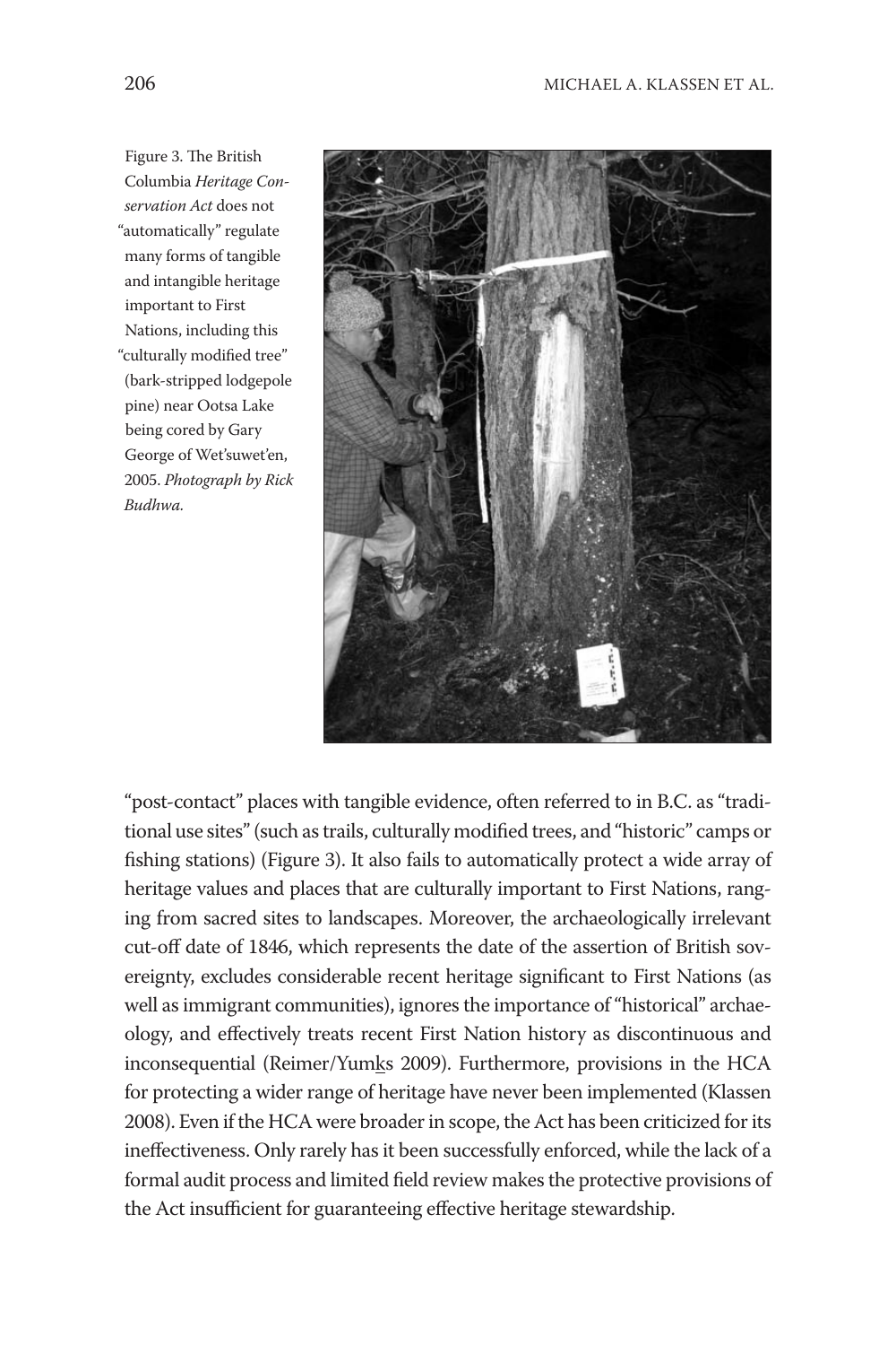Figure 3. The British Columbia *Heritage Conservation Act* does not "automatically" regulate many forms of tangible and intangible heritage important to First Nations, including this "culturally modified tree" (bark-stripped lodgepole pine) near Ootsa Lake being cored by Gary George of Wet'suwet'en, 2005. *Photograph by Rick Budhwa.*

"post-contact" places with tangible evidence, often referred to in B.C. as "traditional use sites" (such as trails, culturally modified trees, and "historic" camps or fishing stations) (Figure 3). It also fails to automatically protect a wide array of heritage values and places that are culturally important to First Nations, ranging from sacred sites to landscapes. Moreover, the archaeologically irrelevant cut-off date of 1846, which represents the date of the assertion of British sovereignty, excludes considerable recent heritage significant to First Nations (as well as immigrant communities), ignores the importance of "historical" archaeology, and effectively treats recent First Nation history as discontinuous and inconsequential (Reimer/Yumks 2009). Furthermore, provisions in the HCA for protecting a wider range of heritage have never been implemented (Klassen 2008). Even if the HCA were broader in scope, the Act has been criticized for its ineffectiveness. Only rarely has it been successfully enforced, while the lack of a formal audit process and limited field review makes the protective provisions of the Act insufficient for guaranteeing effective heritage stewardship.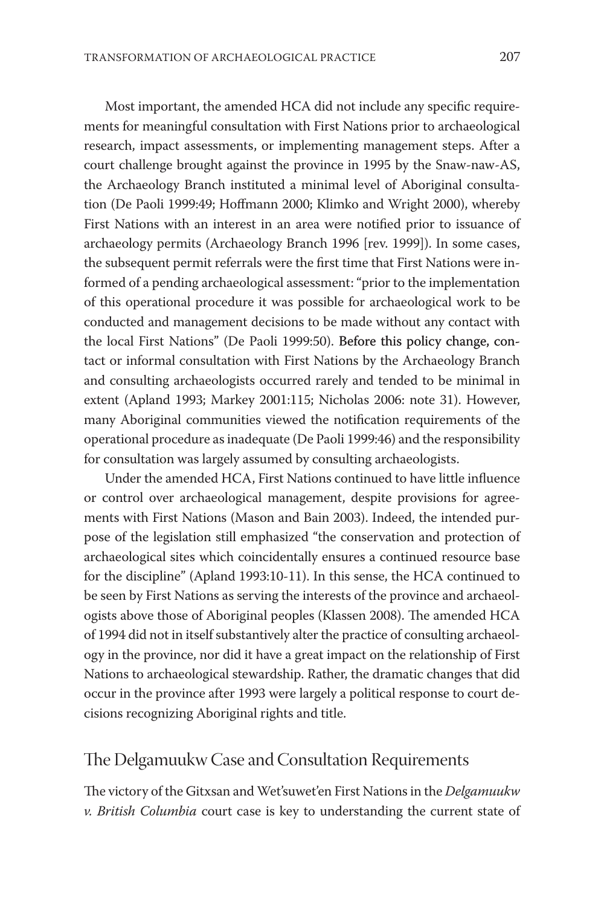Most important, the amended HCA did not include any specific requirements for meaningful consultation with First Nations prior to archaeological research, impact assessments, or implementing management steps. After a court challenge brought against the province in 1995 by the Snaw-naw-AS, the Archaeology Branch instituted a minimal level of Aboriginal consultation (De Paoli 1999:49; Hoffmann 2000; Klimko and Wright 2000), whereby First Nations with an interest in an area were notified prior to issuance of archaeology permits (Archaeology Branch 1996 [rev. 1999]). In some cases, the subsequent permit referrals were the first time that First Nations were informed of a pending archaeological assessment: "prior to the implementation of this operational procedure it was possible for archaeological work to be conducted and management decisions to be made without any contact with the local First Nations" (De Paoli 1999:50). Before this policy change, contact or informal consultation with First Nations by the Archaeology Branch and consulting archaeologists occurred rarely and tended to be minimal in extent (Apland 1993; Markey 2001:115; Nicholas 2006: note 31). However, many Aboriginal communities viewed the notification requirements of the operational procedure as inadequate (De Paoli 1999:46) and the responsibility for consultation was largely assumed by consulting archaeologists.

Under the amended HCA, First Nations continued to have little influence or control over archaeological management, despite provisions for agreements with First Nations (Mason and Bain 2003). Indeed, the intended purpose of the legislation still emphasized "the conservation and protection of archaeological sites which coincidentally ensures a continued resource base for the discipline" (Apland 1993:10-11). In this sense, the HCA continued to be seen by First Nations as serving the interests of the province and archaeologists above those of Aboriginal peoples (Klassen 2008). The amended HCA of 1994 did not in itself substantively alter the practice of consulting archaeology in the province, nor did it have a great impact on the relationship of First Nations to archaeological stewardship. Rather, the dramatic changes that did occur in the province after 1993 were largely a political response to court decisions recognizing Aboriginal rights and title.

## The Delgamuukw Case and Consultation Requirements

The victory of the Gitxsan and Wet'suwet'en First Nations in the *Delgamuukw v. British Columbia* court case is key to understanding the current state of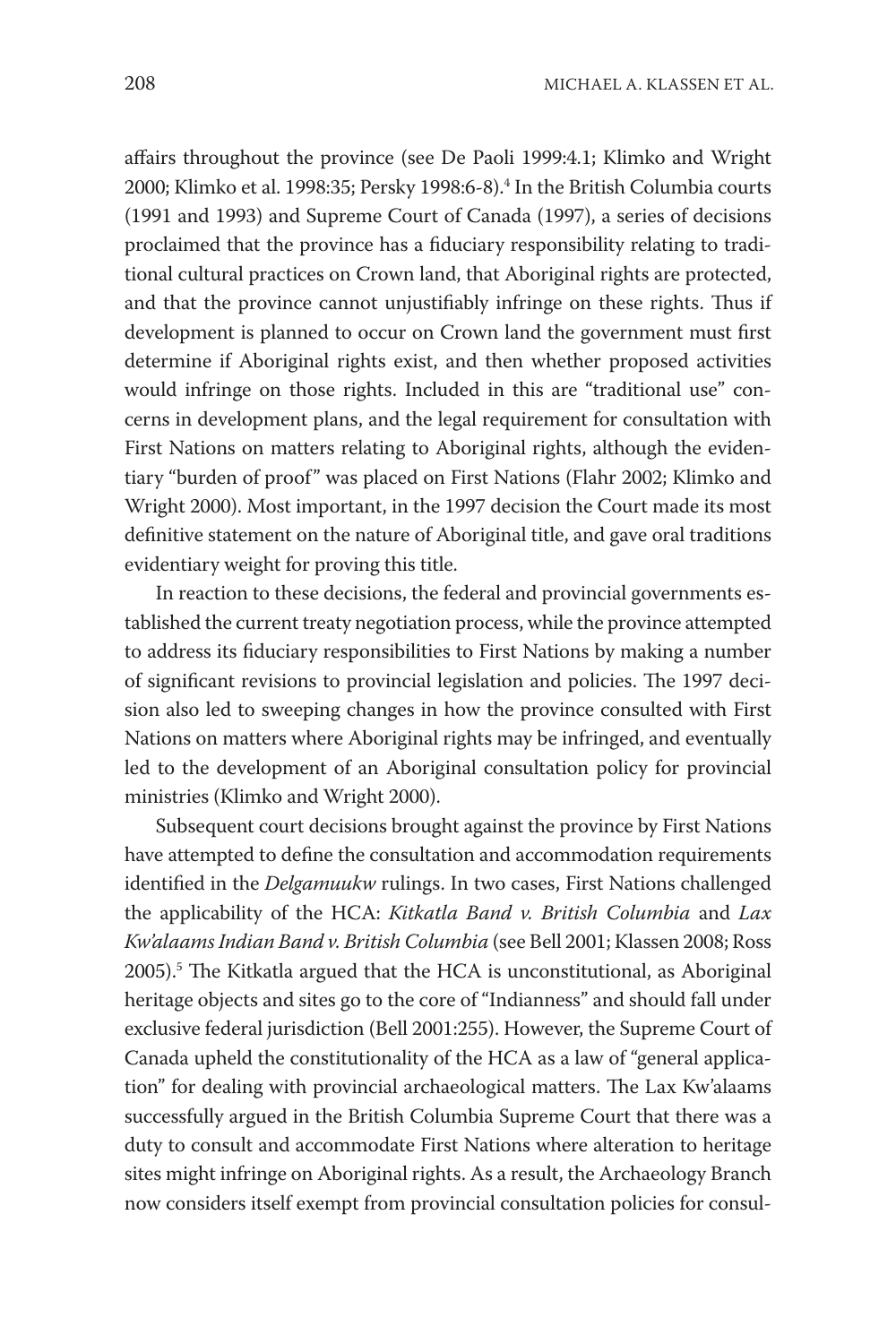affairs throughout the province (see De Paoli 1999:4.1; Klimko and Wright 2000; Klimko et al. 1998:35; Persky 1998:6-8).[4] In the British Columbia courts (1991 and 1993) and Supreme Court of Canada (1997), a series of decisions proclaimed that the province has a fiduciary responsibility relating to traditional cultural practices on Crown land, that Aboriginal rights are protected, and that the province cannot unjustifiably infringe on these rights. Thus if development is planned to occur on Crown land the government must first determine if Aboriginal rights exist, and then whether proposed activities would infringe on those rights. Included in this are "traditional use" concerns in development plans, and the legal requirement for consultation with First Nations on matters relating to Aboriginal rights, although the evidentiary "burden of proof" was placed on First Nations (Flahr 2002; Klimko and Wright 2000). Most important, in the 1997 decision the Court made its most definitive statement on the nature of Aboriginal title, and gave oral traditions evidentiary weight for proving this title.

In reaction to these decisions, the federal and provincial governments established the current treaty negotiation process, while the province attempted to address its fiduciary responsibilities to First Nations by making a number of significant revisions to provincial legislation and policies. The 1997 decision also led to sweeping changes in how the province consulted with First Nations on matters where Aboriginal rights may be infringed, and eventually led to the development of an Aboriginal consultation policy for provincial ministries (Klimko and Wright 2000).

Subsequent court decisions brought against the province by First Nations have attempted to define the consultation and accommodation requirements identified in the *Delgamuukw* rulings. In two cases, First Nations challenged the applicability of the HCA: *Kitkatla Band v. British Columbia* and *Lax Kw'alaams Indian Band v. British Columbia* (see Bell 2001; Klassen 2008; Ross 2005).[5] The Kitkatla argued that the HCA is unconstitutional, as Aboriginal heritage objects and sites go to the core of "Indianness" and should fall under exclusive federal jurisdiction (Bell 2001:255). However, the Supreme Court of Canada upheld the constitutionality of the HCA as a law of "general application" for dealing with provincial archaeological matters. The Lax Kw'alaams successfully argued in the British Columbia Supreme Court that there was a duty to consult and accommodate First Nations where alteration to heritage sites might infringe on Aboriginal rights. As a result, the Archaeology Branch now considers itself exempt from provincial consultation policies for consul-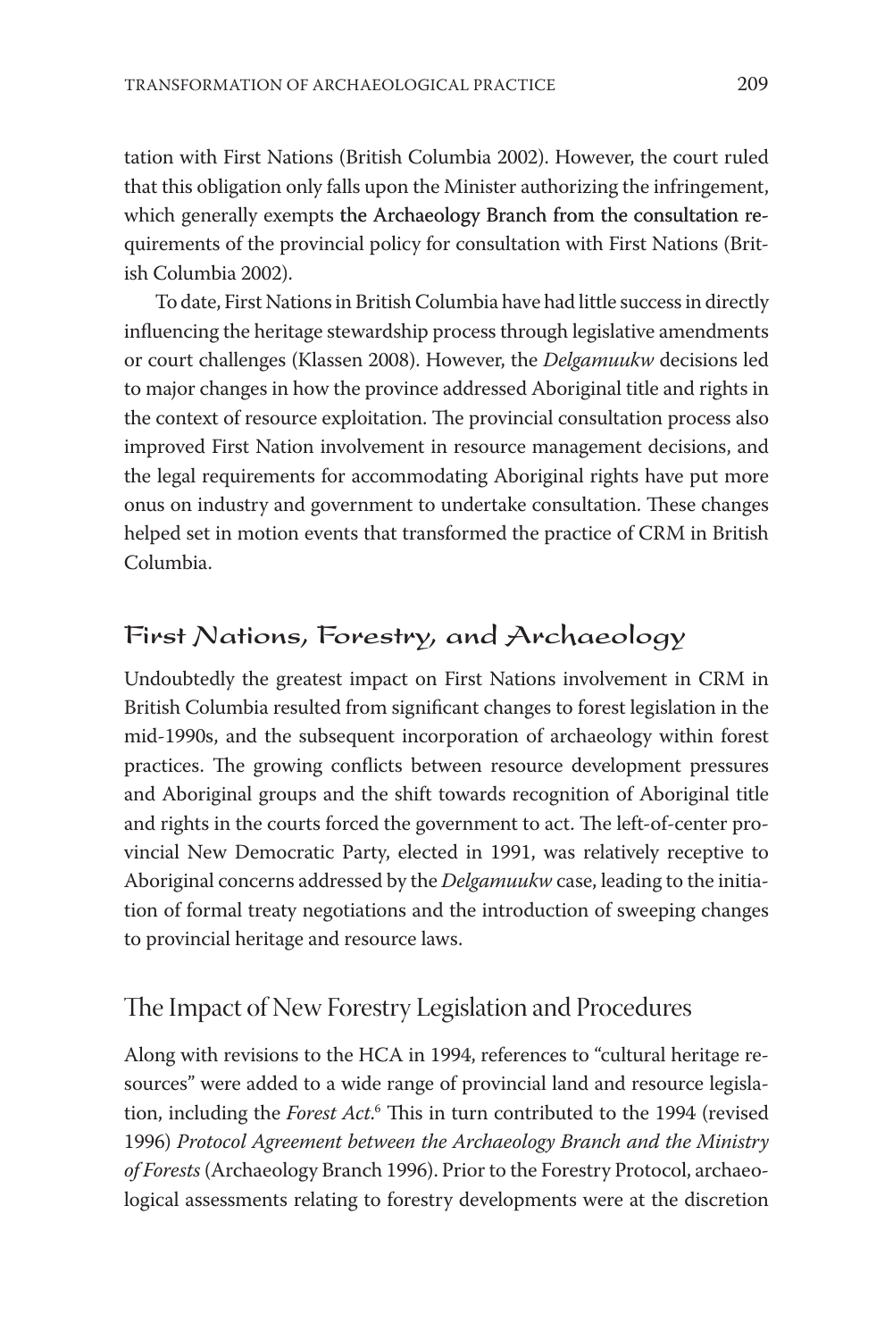tation with First Nations (British Columbia 2002). However, the court ruled that this obligation only falls upon the Minister authorizing the infringement, which generally exempts the Archaeology Branch from the consultation requirements of the provincial policy for consultation with First Nations (British Columbia 2002).

To date, First Nations in British Columbia have had little success in directly influencing the heritage stewardship process through legislative amendments or court challenges (Klassen 2008). However, the *Delgamuukw* decisions led to major changes in how the province addressed Aboriginal title and rights in the context of resource exploitation. The provincial consultation process also improved First Nation involvement in resource management decisions, and the legal requirements for accommodating Aboriginal rights have put more onus on industry and government to undertake consultation. These changes helped set in motion events that transformed the practice of CRM in British Columbia.

## First Nations, Forestry, and Archaeology

Undoubtedly the greatest impact on First Nations involvement in CRM in British Columbia resulted from significant changes to forest legislation in the mid-1990s, and the subsequent incorporation of archaeology within forest practices. The growing conflicts between resource development pressures and Aboriginal groups and the shift towards recognition of Aboriginal title and rights in the courts forced the government to act. The left-of-center provincial New Democratic Party, elected in 1991, was relatively receptive to Aboriginal concerns addressed by the *Delgamuukw* case, leading to the initiation of formal treaty negotiations and the introduction of sweeping changes to provincial heritage and resource laws.

### The Impact of New Forestry Legislation and Procedures

Along with revisions to the HCA in 1994, references to "cultural heritage resources" were added to a wide range of provincial land and resource legislation, including the *Forest Act*.[6] This in turn contributed to the 1994 (revised 1996) *Protocol Agreement between the Archaeology Branch and the Ministry of Forests* (Archaeology Branch 1996). Prior to the Forestry Protocol, archaeological assessments relating to forestry developments were at the discretion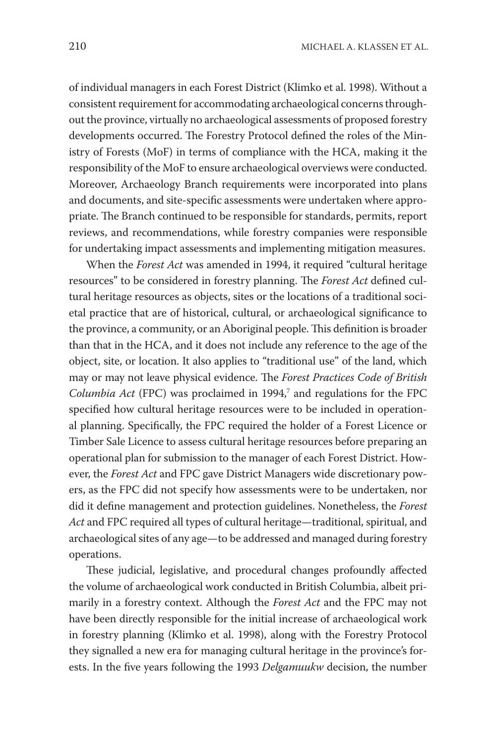of individual managers in each Forest District (Klimko et al. 1998). Without a consistent requirement for accommodating archaeological concerns throughout the province, virtually no archaeological assessments of proposed forestry developments occurred. The Forestry Protocol defined the roles of the Ministry of Forests (MoF) in terms of compliance with the HCA, making it the responsibility of the MoF to ensure archaeological overviews were conducted. Moreover, Archaeology Branch requirements were incorporated into plans and documents, and site-specific assessments were undertaken where appropriate. The Branch continued to be responsible for standards, permits, report reviews, and recommendations, while forestry companies were responsible for undertaking impact assessments and implementing mitigation measures.

When the *Forest Act* was amended in 1994, it required "cultural heritage resources" to be considered in forestry planning. The *Forest Act* defined cultural heritage resources as objects, sites or the locations of a traditional societal practice that are of historical, cultural, or archaeological significance to the province, a community, or an Aboriginal people. This definition is broader than that in the HCA, and it does not include any reference to the age of the object, site, or location. It also applies to "traditional use" of the land, which may or may not leave physical evidence. The *Forest Practices Code of British Columbia Act* (FPC) was proclaimed in 1994,[7] and regulations for the FPC specified how cultural heritage resources were to be included in operational planning. Specifically, the FPC required the holder of a Forest Licence or Timber Sale Licence to assess cultural heritage resources before preparing an operational plan for submission to the manager of each Forest District. However, the *Forest Act* and FPC gave District Managers wide discretionary powers, as the FPC did not specify how assessments were to be undertaken, nor did it define management and protection guidelines. Nonetheless, the *Forest Act* and FPC required all types of cultural heritage—traditional, spiritual, and archaeological sites of any age—to be addressed and managed during forestry operations.

These judicial, legislative, and procedural changes profoundly affected the volume of archaeological work conducted in British Columbia, albeit primarily in a forestry context. Although the *Forest Act* and the FPC may not have been directly responsible for the initial increase of archaeological work in forestry planning (Klimko et al. 1998), along with the Forestry Protocol they signalled a new era for managing cultural heritage in the province's forests. In the five years following the 1993 *Delgamuukw* decision, the number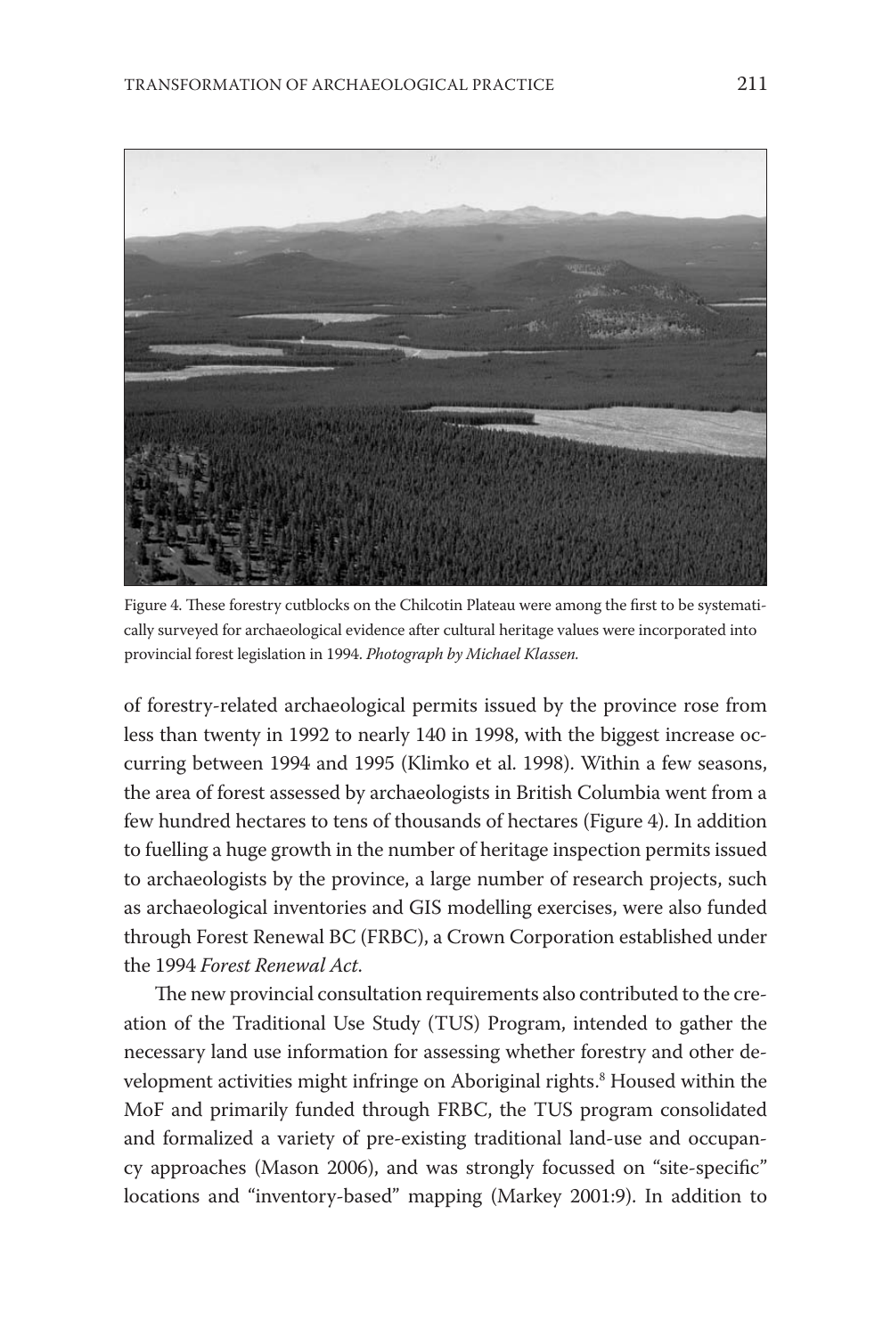Figure 4. These forestry cutblocks on the Chilcotin Plateau were among the first to be systematically surveyed for archaeological evidence after cultural heritage values were incorporated into provincial forest legislation in 1994. *Photograph by Michael Klassen.*

of forestry-related archaeological permits issued by the province rose from less than twenty in 1992 to nearly 140 in 1998, with the biggest increase occurring between 1994 and 1995 (Klimko et al. 1998). Within a few seasons, the area of forest assessed by archaeologists in British Columbia went from a few hundred hectares to tens of thousands of hectares (Figure 4). In addition to fuelling a huge growth in the number of heritage inspection permits issued to archaeologists by the province, a large number of research projects, such as archaeological inventories and GIS modelling exercises, were also funded through Forest Renewal BC (FRBC), a Crown Corporation established under the 1994 *Forest Renewal Act*.

The new provincial consultation requirements also contributed to the creation of the Traditional Use Study (TUS) Program, intended to gather the necessary land use information for assessing whether forestry and other development activities might infringe on Aboriginal rights.[8] Housed within the MoF and primarily funded through FRBC, the TUS program consolidated and formalized a variety of pre-existing traditional land-use and occupancy approaches (Mason 2006), and was strongly focussed on "site-specific" locations and "inventory-based" mapping (Markey 2001:9). In addition to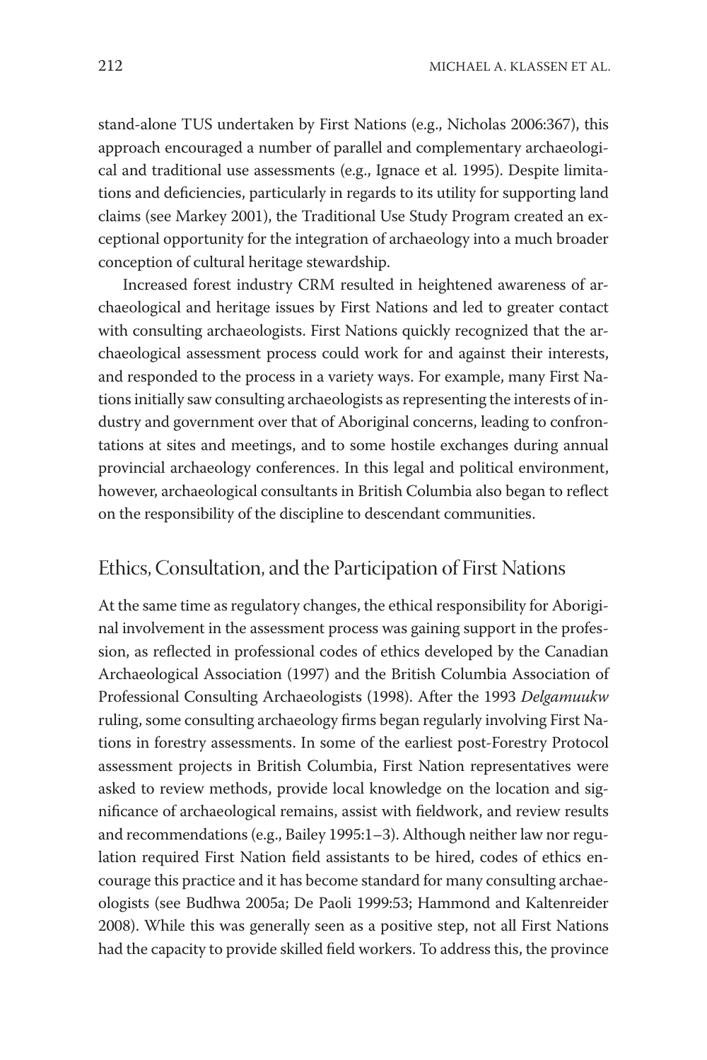stand-alone TUS undertaken by First Nations (e.g., Nicholas 2006:367), this approach encouraged a number of parallel and complementary archaeological and traditional use assessments (e.g., Ignace et al. 1995). Despite limitations and deficiencies, particularly in regards to its utility for supporting land claims (see Markey 2001), the Traditional Use Study Program created an exceptional opportunity for the integration of archaeology into a much broader conception of cultural heritage stewardship.

Increased forest industry CRM resulted in heightened awareness of archaeological and heritage issues by First Nations and led to greater contact with consulting archaeologists. First Nations quickly recognized that the archaeological assessment process could work for and against their interests, and responded to the process in a variety ways. For example, many First Nations initially saw consulting archaeologists as representing the interests of industry and government over that of Aboriginal concerns, leading to confrontations at sites and meetings, and to some hostile exchanges during annual provincial archaeology conferences. In this legal and political environment, however, archaeological consultants in British Columbia also began to reflect on the responsibility of the discipline to descendant communities.

## Ethics, Consultation, and the Participation of First Nations

At the same time as regulatory changes, the ethical responsibility for Aboriginal involvement in the assessment process was gaining support in the profession, as reflected in professional codes of ethics developed by the Canadian Archaeological Association (1997) and the British Columbia Association of Professional Consulting Archaeologists (1998). After the 1993 *Delgamuukw* ruling, some consulting archaeology firms began regularly involving First Nations in forestry assessments. In some of the earliest post-Forestry Protocol assessment projects in British Columbia, First Nation representatives were asked to review methods, provide local knowledge on the location and significance of archaeological remains, assist with fieldwork, and review results and recommendations (e.g., Bailey 1995:1–3). Although neither law nor regulation required First Nation field assistants to be hired, codes of ethics encourage this practice and it has become standard for many consulting archaeologists (see Budhwa 2005a; De Paoli 1999:53; Hammond and Kaltenreider 2008). While this was generally seen as a positive step, not all First Nations had the capacity to provide skilled field workers. To address this, the province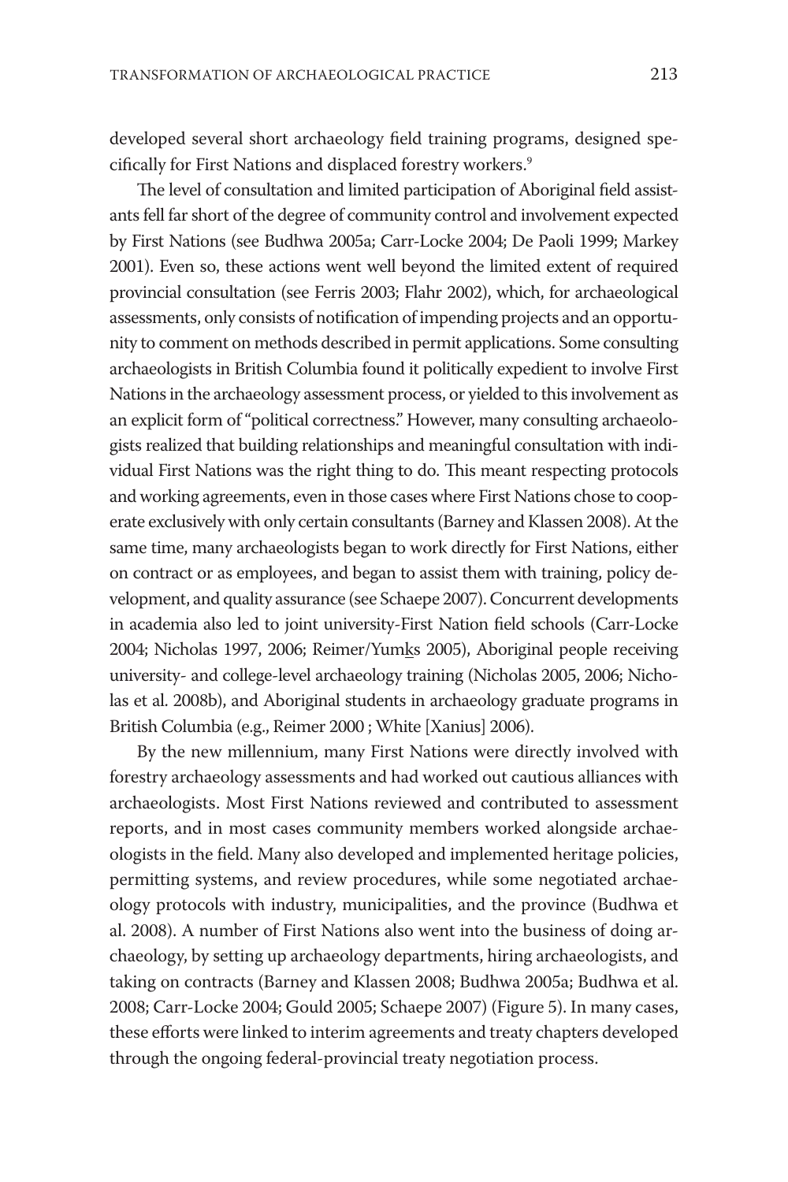developed several short archaeology field training programs, designed specifically for First Nations and displaced forestry workers.[9]

The level of consultation and limited participation of Aboriginal field assistants fell far short of the degree of community control and involvement expected by First Nations (see Budhwa 2005a; Carr-Locke 2004; De Paoli 1999; Markey 2001). Even so, these actions went well beyond the limited extent of required provincial consultation (see Ferris 2003; Flahr 2002), which, for archaeological assessments, only consists of notification of impending projects and an opportunity to comment on methods described in permit applications. Some consulting archaeologists in British Columbia found it politically expedient to involve First Nations in the archaeology assessment process, or yielded to this involvement as an explicit form of "political correctness." However, many consulting archaeologists realized that building relationships and meaningful consultation with individual First Nations was the right thing to do. This meant respecting protocols and working agreements, even in those cases where First Nations chose to cooperate exclusively with only certain consultants (Barney and Klassen 2008). At the same time, many archaeologists began to work directly for First Nations, either on contract or as employees, and began to assist them with training, policy development, and quality assurance (see Schaepe 2007). Concurrent developments in academia also led to joint university-First Nation field schools (Carr-Locke 2004; Nicholas 1997, 2006; Reimer/Yumḵs 2005), Aboriginal people receiving university- and college-level archaeology training (Nicholas 2005, 2006; Nicholas et al. 2008b), and Aboriginal students in archaeology graduate programs in British Columbia (e.g., Reimer 2000 ; White [Xanius] 2006).

By the new millennium, many First Nations were directly involved with forestry archaeology assessments and had worked out cautious alliances with archaeologists. Most First Nations reviewed and contributed to assessment reports, and in most cases community members worked alongside archaeologists in the field. Many also developed and implemented heritage policies, permitting systems, and review procedures, while some negotiated archaeology protocols with industry, municipalities, and the province (Budhwa et al. 2008). A number of First Nations also went into the business of doing archaeology, by setting up archaeology departments, hiring archaeologists, and taking on contracts (Barney and Klassen 2008; Budhwa 2005a; Budhwa et al. 2008; Carr-Locke 2004; Gould 2005; Schaepe 2007) (Figure 5). In many cases, these efforts were linked to interim agreements and treaty chapters developed through the ongoing federal-provincial treaty negotiation process.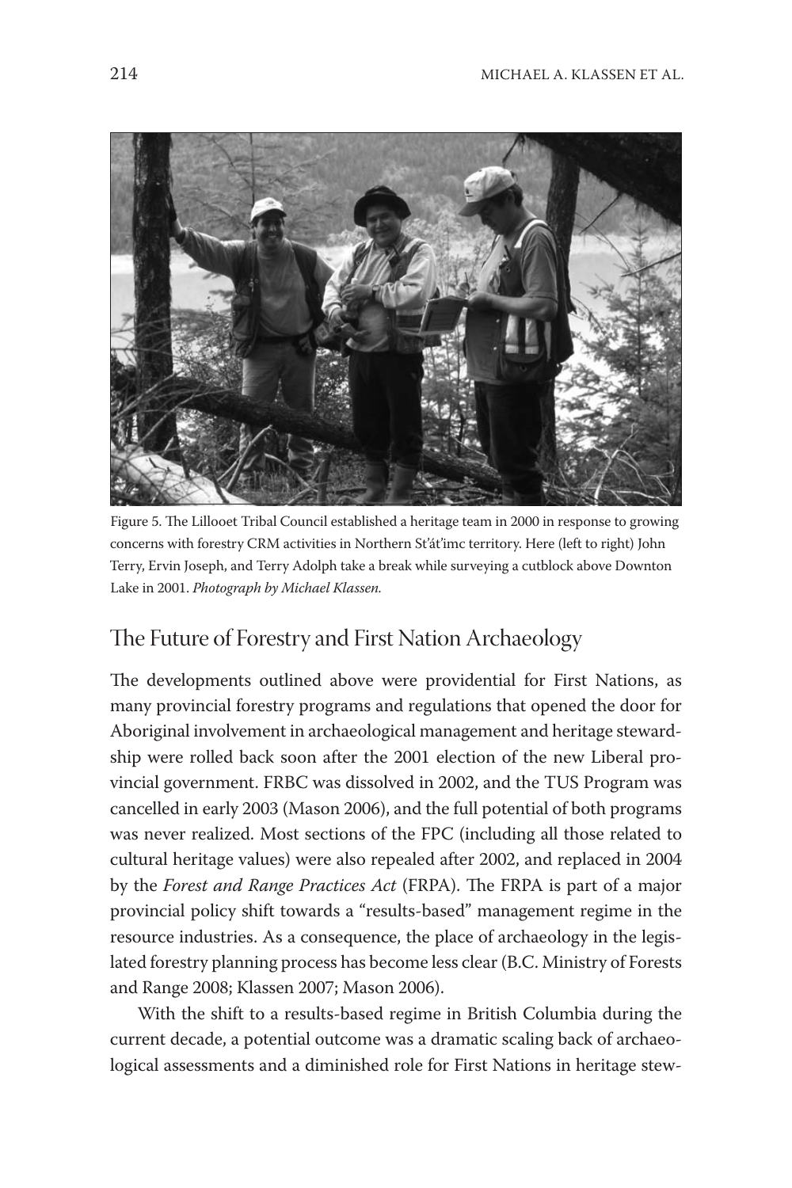Figure 5. The Lillooet Tribal Council established a heritage team in 2000 in response to growing concerns with forestry CRM activities in Northern St'át'imc territory. Here (left to right) John Terry, Ervin Joseph, and Terry Adolph take a break while surveying a cutblock above Downton Lake in 2001. *Photograph by Michael Klassen.*

## The Future of Forestry and First Nation Archaeology

The developments outlined above were providential for First Nations, as many provincial forestry programs and regulations that opened the door for Aboriginal involvement in archaeological management and heritage stewardship were rolled back soon after the 2001 election of the new Liberal provincial government. FRBC was dissolved in 2002, and the TUS Program was cancelled in early 2003 (Mason 2006), and the full potential of both programs was never realized. Most sections of the FPC (including all those related to cultural heritage values) were also repealed after 2002, and replaced in 2004 by the *Forest and Range Practices Act* (FRPA). The FRPA is part of a major provincial policy shift towards a "results-based" management regime in the resource industries. As a consequence, the place of archaeology in the legislated forestry planning process has become less clear (B.C. Ministry of Forests and Range 2008; Klassen 2007; Mason 2006).

With the shift to a results-based regime in British Columbia during the current decade, a potential outcome was a dramatic scaling back of archaeological assessments and a diminished role for First Nations in heritage stew-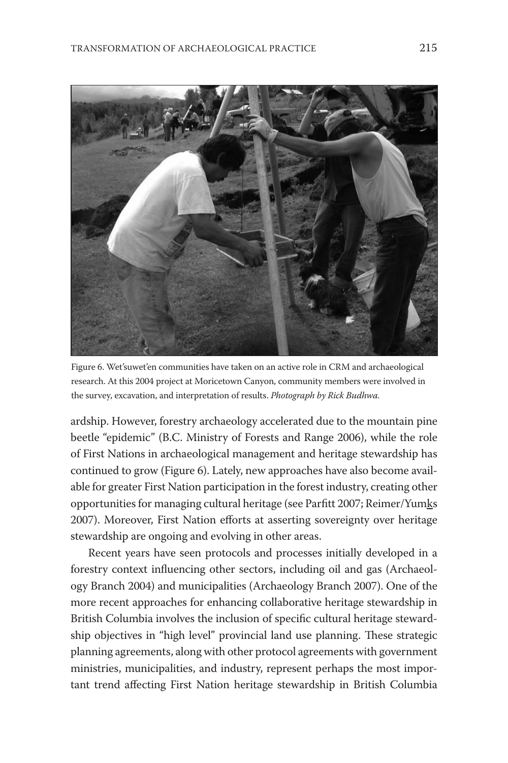Figure 6. Wet'suwet'en communities have taken on an active role in CRM and archaeological research. At this 2004 project at Moricetown Canyon, community members were involved in the survey, excavation, and interpretation of results. *Photograph by Rick Budhwa.*

ardship. However, forestry archaeology accelerated due to the mountain pine beetle "epidemic" (B.C. Ministry of Forests and Range 2006), while the role of First Nations in archaeological management and heritage stewardship has continued to grow (Figure 6). Lately, new approaches have also become available for greater First Nation participation in the forest industry, creating other opportunities for managing cultural heritage (see Parfitt 2007; Reimer/Yumks 2007). Moreover, First Nation efforts at asserting sovereignty over heritage stewardship are ongoing and evolving in other areas.

Recent years have seen protocols and processes initially developed in a forestry context influencing other sectors, including oil and gas (Archaeology Branch 2004) and municipalities (Archaeology Branch 2007). One of the more recent approaches for enhancing collaborative heritage stewardship in British Columbia involves the inclusion of specific cultural heritage stewardship objectives in "high level" provincial land use planning. These strategic planning agreements, along with other protocol agreements with government ministries, municipalities, and industry, represent perhaps the most important trend affecting First Nation heritage stewardship in British Columbia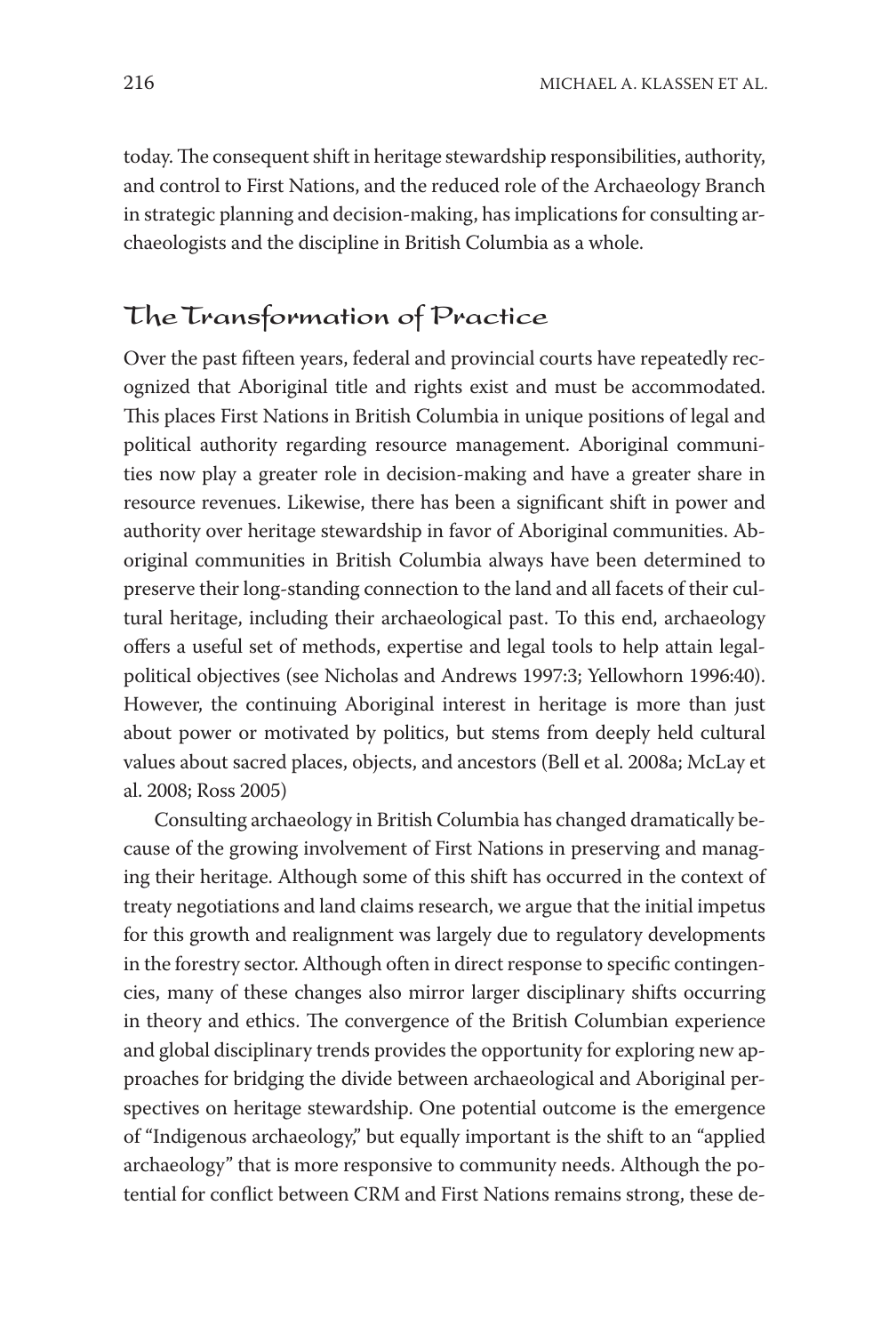today. The consequent shift in heritage stewardship responsibilities, authority, and control to First Nations, and the reduced role of the Archaeology Branch in strategic planning and decision-making, has implications for consulting archaeologists and the discipline in British Columbia as a whole.

## The Transformation of Practice

Over the past fifteen years, federal and provincial courts have repeatedly recognized that Aboriginal title and rights exist and must be accommodated. This places First Nations in British Columbia in unique positions of legal and political authority regarding resource management. Aboriginal communities now play a greater role in decision-making and have a greater share in resource revenues. Likewise, there has been a significant shift in power and authority over heritage stewardship in favor of Aboriginal communities. Aboriginal communities in British Columbia always have been determined to preserve their long-standing connection to the land and all facets of their cultural heritage, including their archaeological past. To this end, archaeology offers a useful set of methods, expertise and legal tools to help attain legal-political objectives (see Nicholas and Andrews 1997:3; Yellowhorn 1996:40). However, the continuing Aboriginal interest in heritage is more than just about power or motivated by politics, but stems from deeply held cultural values about sacred places, objects, and ancestors (Bell et al. 2008a; McLay et al. 2008; Ross 2005)

Consulting archaeology in British Columbia has changed dramatically because of the growing involvement of First Nations in preserving and managing their heritage. Although some of this shift has occurred in the context of treaty negotiations and land claims research, we argue that the initial impetus for this growth and realignment was largely due to regulatory developments in the forestry sector. Although often in direct response to specific contingencies, many of these changes also mirror larger disciplinary shifts occurring in theory and ethics. The convergence of the British Columbian experience and global disciplinary trends provides the opportunity for exploring new approaches for bridging the divide between archaeological and Aboriginal perspectives on heritage stewardship. One potential outcome is the emergence of "Indigenous archaeology," but equally important is the shift to an "applied archaeology" that is more responsive to community needs. Although the potential for conflict between CRM and First Nations remains strong, these de-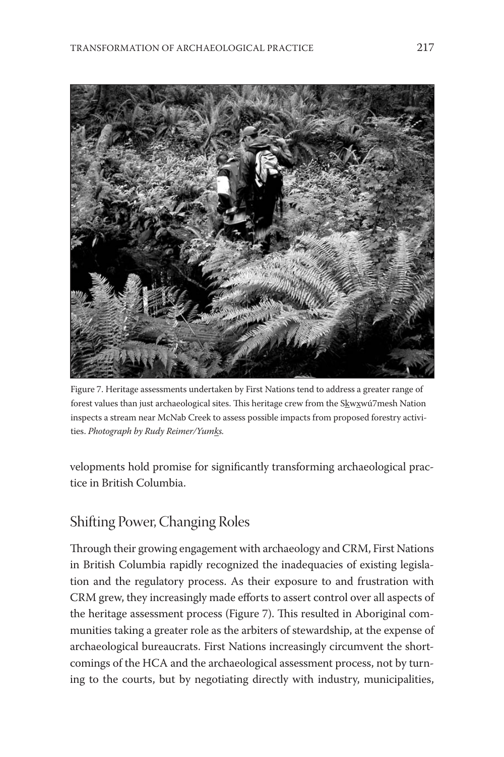Figure 7. Heritage assessments undertaken by First Nations tend to address a greater range of forest values than just archaeological sites. This heritage crew from the Sḵwx̱wú7mesh Nation inspects a stream near McNab Creek to assess possible impacts from proposed forestry activities. *Photograph by Rudy Reimer/Yumḵs.*

velopments hold promise for significantly transforming archaeological practice in British Columbia.

## Shifting Power, Changing Roles

Through their growing engagement with archaeology and CRM, First Nations in British Columbia rapidly recognized the inadequacies of existing legislation and the regulatory process. As their exposure to and frustration with CRM grew, they increasingly made efforts to assert control over all aspects of the heritage assessment process (Figure 7). This resulted in Aboriginal communities taking a greater role as the arbiters of stewardship, at the expense of archaeological bureaucrats. First Nations increasingly circumvent the shortcomings of the HCA and the archaeological assessment process, not by turning to the courts, but by negotiating directly with industry, municipalities,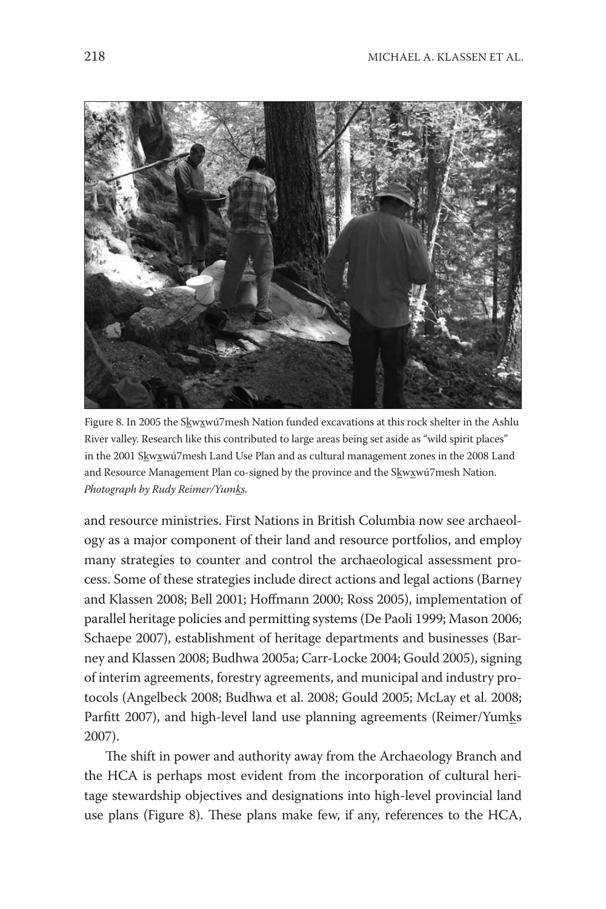Figure 8. In 2005 the S<u>k</u>w<u>x</u>wú7mesh Nation funded excavations at this rock shelter in the Ashlu River valley. Research like this contributed to large areas being set aside as "wild spirit places" in the 2001 S<u>k</u>w<u>x</u>wú7mesh Land Use Plan and as cultural management zones in the 2008 Land and Resource Management Plan co-signed by the province and the S<u>k</u>w<u>x</u>wú7mesh Nation. *Photograph by Rudy Reimer/Yum<u>k</u>s.*

and resource ministries. First Nations in British Columbia now see archaeology as a major component of their land and resource portfolios, and employ many strategies to counter and control the archaeological assessment process. Some of these strategies include direct actions and legal actions (Barney and Klassen 2008; Bell 2001; Hoffmann 2000; Ross 2005), implementation of parallel heritage policies and permitting systems (De Paoli 1999; Mason 2006; Schaepe 2007), establishment of heritage departments and businesses (Barney and Klassen 2008; Budhwa 2005a; Carr-Locke 2004; Gould 2005), signing of interim agreements, forestry agreements, and municipal and industry protocols (Angelbeck 2008; Budhwa et al. 2008; Gould 2005; McLay et al. 2008; Parfitt 2007), and high-level land use planning agreements (Reimer/Yum<u>k</u>s 2007).

The shift in power and authority away from the Archaeology Branch and the HCA is perhaps most evident from the incorporation of cultural heritage stewardship objectives and designations into high-level provincial land use plans (Figure 8). These plans make few, if any, references to the HCA,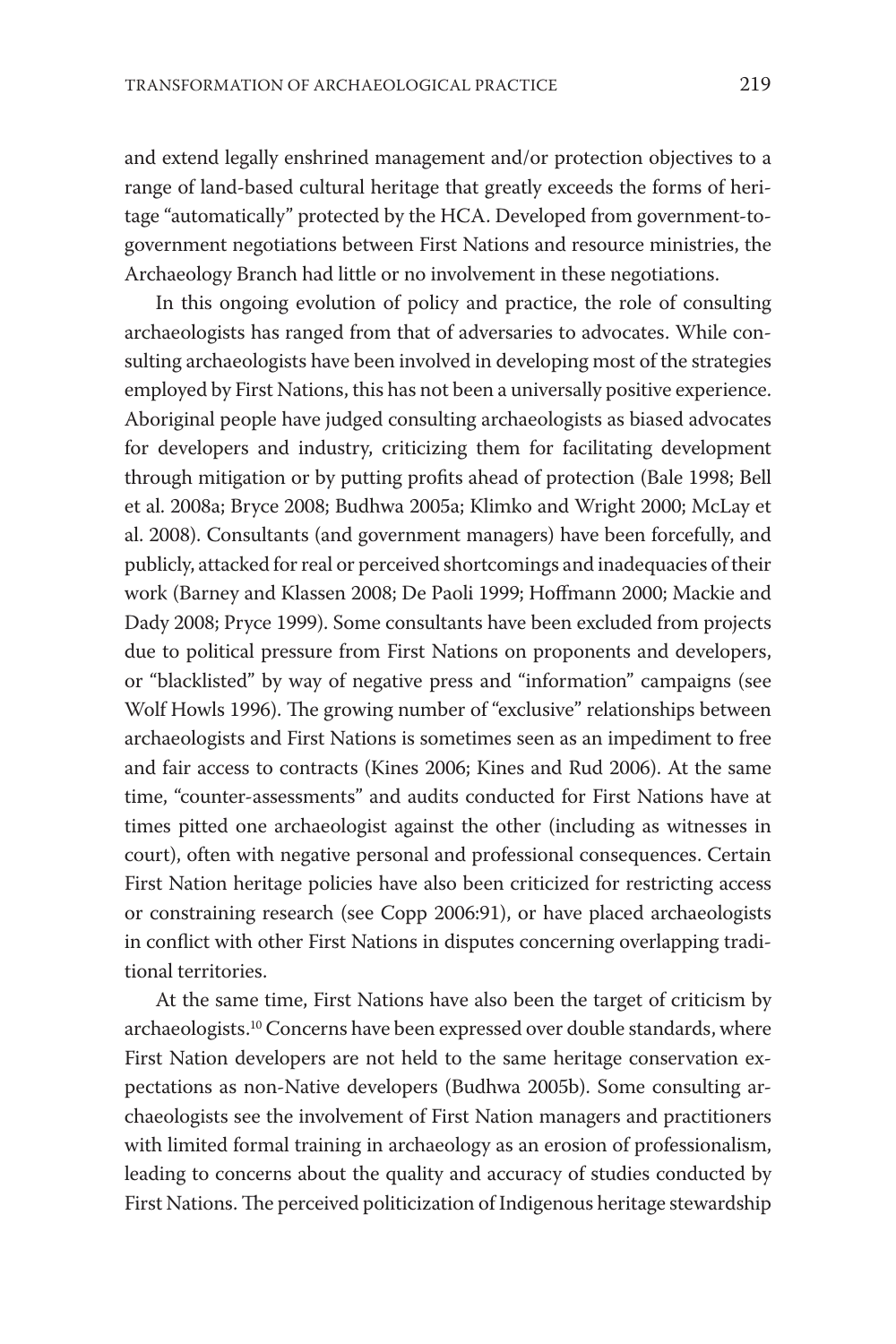and extend legally enshrined management and/or protection objectives to a range of land-based cultural heritage that greatly exceeds the forms of heritage "automatically" protected by the HCA. Developed from government-to-government negotiations between First Nations and resource ministries, the Archaeology Branch had little or no involvement in these negotiations.

In this ongoing evolution of policy and practice, the role of consulting archaeologists has ranged from that of adversaries to advocates. While consulting archaeologists have been involved in developing most of the strategies employed by First Nations, this has not been a universally positive experience. Aboriginal people have judged consulting archaeologists as biased advocates for developers and industry, criticizing them for facilitating development through mitigation or by putting profits ahead of protection (Bale 1998; Bell et al. 2008a; Bryce 2008; Budhwa 2005a; Klimko and Wright 2000; McLay et al. 2008). Consultants (and government managers) have been forcefully, and publicly, attacked for real or perceived shortcomings and inadequacies of their work (Barney and Klassen 2008; De Paoli 1999; Hoffmann 2000; Mackie and Dady 2008; Pryce 1999). Some consultants have been excluded from projects due to political pressure from First Nations on proponents and developers, or "blacklisted" by way of negative press and "information" campaigns (see Wolf Howls 1996). The growing number of "exclusive" relationships between archaeologists and First Nations is sometimes seen as an impediment to free and fair access to contracts (Kines 2006; Kines and Rud 2006). At the same time, "counter-assessments" and audits conducted for First Nations have at times pitted one archaeologist against the other (including as witnesses in court), often with negative personal and professional consequences. Certain First Nation heritage policies have also been criticized for restricting access or constraining research (see Copp 2006:91), or have placed archaeologists in conflict with other First Nations in disputes concerning overlapping traditional territories.

At the same time, First Nations have also been the target of criticism by archaeologists.[10] Concerns have been expressed over double standards, where First Nation developers are not held to the same heritage conservation expectations as non-Native developers (Budhwa 2005b). Some consulting archaeologists see the involvement of First Nation managers and practitioners with limited formal training in archaeology as an erosion of professionalism, leading to concerns about the quality and accuracy of studies conducted by First Nations. The perceived politicization of Indigenous heritage stewardship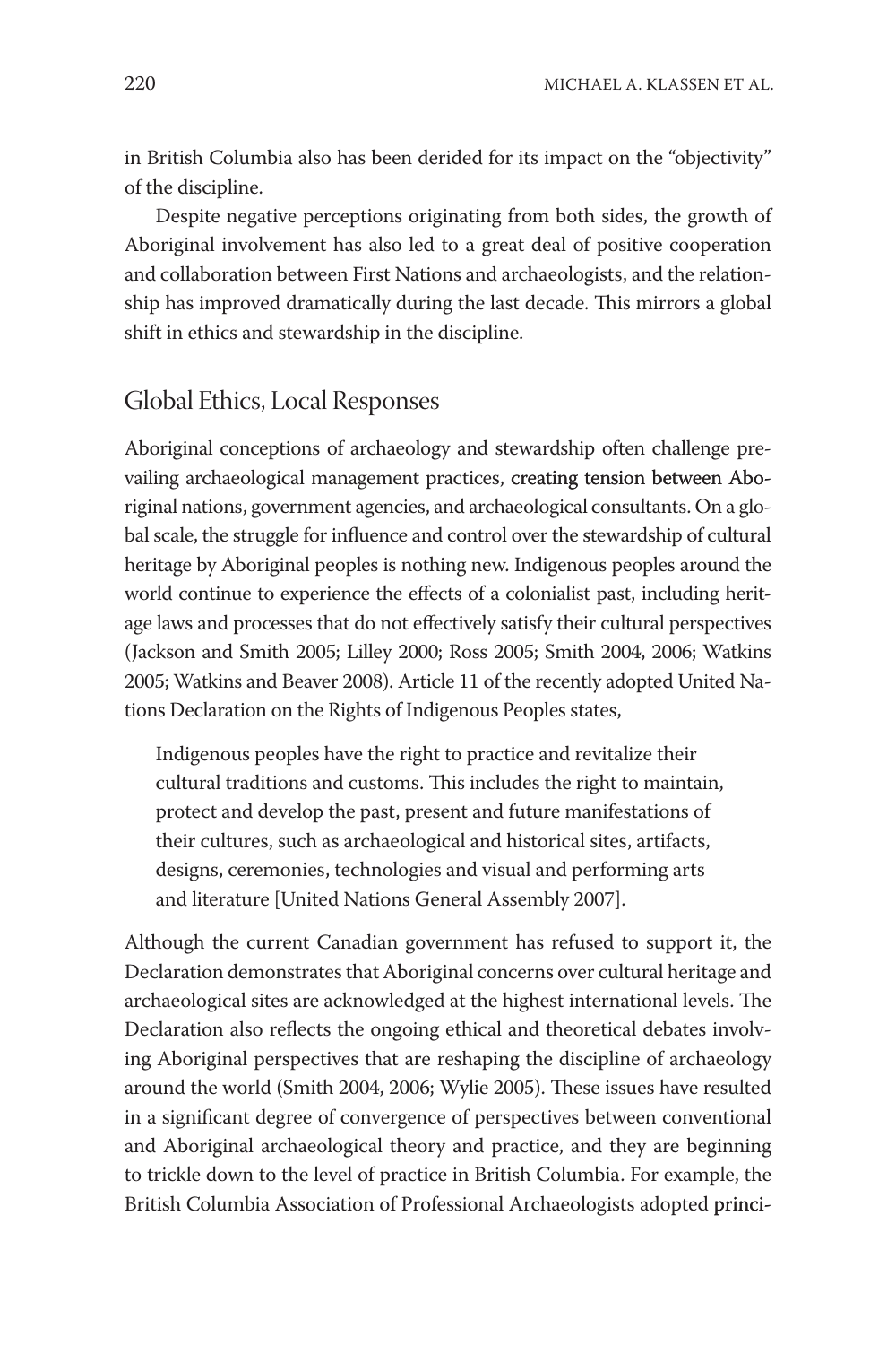in British Columbia also has been derided for its impact on the "objectivity" of the discipline.

Despite negative perceptions originating from both sides, the growth of Aboriginal involvement has also led to a great deal of positive cooperation and collaboration between First Nations and archaeologists, and the relationship has improved dramatically during the last decade. This mirrors a global shift in ethics and stewardship in the discipline.

## Global Ethics, Local Responses

Aboriginal conceptions of archaeology and stewardship often challenge prevailing archaeological management practices, creating tension between Aboriginal nations, government agencies, and archaeological consultants. On a global scale, the struggle for influence and control over the stewardship of cultural heritage by Aboriginal peoples is nothing new. Indigenous peoples around the world continue to experience the effects of a colonialist past, including heritage laws and processes that do not effectively satisfy their cultural perspectives (Jackson and Smith 2005; Lilley 2000; Ross 2005; Smith 2004, 2006; Watkins 2005; Watkins and Beaver 2008). Article 11 of the recently adopted United Nations Declaration on the Rights of Indigenous Peoples states,

> Indigenous peoples have the right to practice and revitalize their cultural traditions and customs. This includes the right to maintain, protect and develop the past, present and future manifestations of their cultures, such as archaeological and historical sites, artifacts, designs, ceremonies, technologies and visual and performing arts and literature [United Nations General Assembly 2007].

Although the current Canadian government has refused to support it, the Declaration demonstrates that Aboriginal concerns over cultural heritage and archaeological sites are acknowledged at the highest international levels. The Declaration also reflects the ongoing ethical and theoretical debates involving Aboriginal perspectives that are reshaping the discipline of archaeology around the world (Smith 2004, 2006; Wylie 2005). These issues have resulted in a significant degree of convergence of perspectives between conventional and Aboriginal archaeological theory and practice, and they are beginning to trickle down to the level of practice in British Columbia. For example, the British Columbia Association of Professional Archaeologists adopted princi-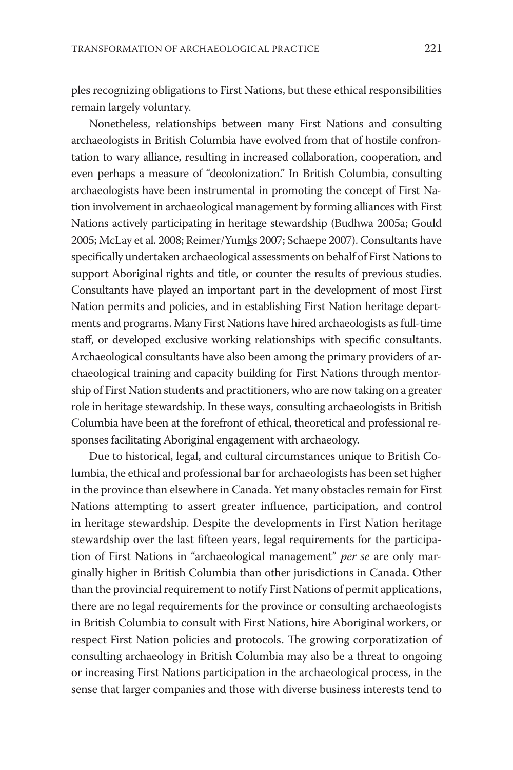ples recognizing obligations to First Nations, but these ethical responsibilities remain largely voluntary.

Nonetheless, relationships between many First Nations and consulting archaeologists in British Columbia have evolved from that of hostile confrontation to wary alliance, resulting in increased collaboration, cooperation, and even perhaps a measure of "decolonization." In British Columbia, consulting archaeologists have been instrumental in promoting the concept of First Nation involvement in archaeological management by forming alliances with First Nations actively participating in heritage stewardship (Budhwa 2005a; Gould 2005; McLay et al. 2008; Reimer/Yumks 2007; Schaepe 2007). Consultants have specifically undertaken archaeological assessments on behalf of First Nations to support Aboriginal rights and title, or counter the results of previous studies. Consultants have played an important part in the development of most First Nation permits and policies, and in establishing First Nation heritage departments and programs. Many First Nations have hired archaeologists as full-time staff, or developed exclusive working relationships with specific consultants. Archaeological consultants have also been among the primary providers of archaeological training and capacity building for First Nations through mentorship of First Nation students and practitioners, who are now taking on a greater role in heritage stewardship. In these ways, consulting archaeologists in British Columbia have been at the forefront of ethical, theoretical and professional responses facilitating Aboriginal engagement with archaeology.

Due to historical, legal, and cultural circumstances unique to British Columbia, the ethical and professional bar for archaeologists has been set higher in the province than elsewhere in Canada. Yet many obstacles remain for First Nations attempting to assert greater influence, participation, and control in heritage stewardship. Despite the developments in First Nation heritage stewardship over the last fifteen years, legal requirements for the participation of First Nations in "archaeological management" *per se* are only marginally higher in British Columbia than other jurisdictions in Canada. Other than the provincial requirement to notify First Nations of permit applications, there are no legal requirements for the province or consulting archaeologists in British Columbia to consult with First Nations, hire Aboriginal workers, or respect First Nation policies and protocols. The growing corporatization of consulting archaeology in British Columbia may also be a threat to ongoing or increasing First Nations participation in the archaeological process, in the sense that larger companies and those with diverse business interests tend to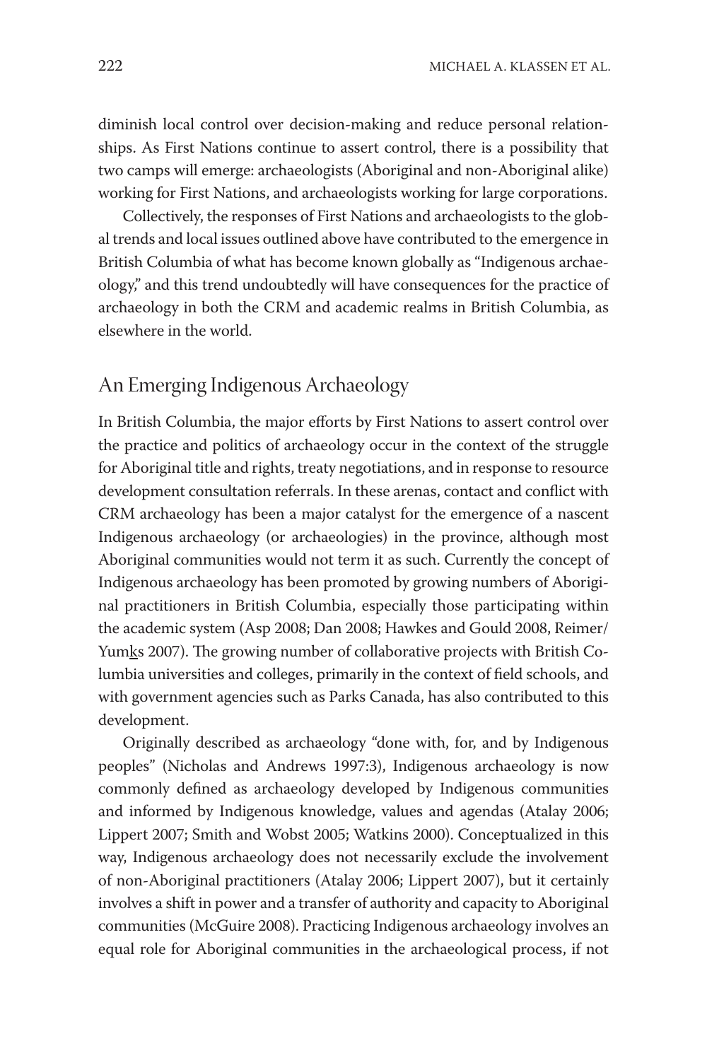diminish local control over decision-making and reduce personal relationships. As First Nations continue to assert control, there is a possibility that two camps will emerge: archaeologists (Aboriginal and non-Aboriginal alike) working for First Nations, and archaeologists working for large corporations.

Collectively, the responses of First Nations and archaeologists to the global trends and local issues outlined above have contributed to the emergence in British Columbia of what has become known globally as "Indigenous archaeology," and this trend undoubtedly will have consequences for the practice of archaeology in both the CRM and academic realms in British Columbia, as elsewhere in the world.

## An Emerging Indigenous Archaeology

In British Columbia, the major efforts by First Nations to assert control over the practice and politics of archaeology occur in the context of the struggle for Aboriginal title and rights, treaty negotiations, and in response to resource development consultation referrals. In these arenas, contact and conflict with CRM archaeology has been a major catalyst for the emergence of a nascent Indigenous archaeology (or archaeologies) in the province, although most Aboriginal communities would not term it as such. Currently the concept of Indigenous archaeology has been promoted by growing numbers of Aboriginal practitioners in British Columbia, especially those participating within the academic system (Asp 2008; Dan 2008; Hawkes and Gould 2008, Reimer/Yumks 2007). The growing number of collaborative projects with British Columbia universities and colleges, primarily in the context of field schools, and with government agencies such as Parks Canada, has also contributed to this development.

Originally described as archaeology "done with, for, and by Indigenous peoples" (Nicholas and Andrews 1997:3), Indigenous archaeology is now commonly defined as archaeology developed by Indigenous communities and informed by Indigenous knowledge, values and agendas (Atalay 2006; Lippert 2007; Smith and Wobst 2005; Watkins 2000). Conceptualized in this way, Indigenous archaeology does not necessarily exclude the involvement of non-Aboriginal practitioners (Atalay 2006; Lippert 2007), but it certainly involves a shift in power and a transfer of authority and capacity to Aboriginal communities (McGuire 2008). Practicing Indigenous archaeology involves an equal role for Aboriginal communities in the archaeological process, if not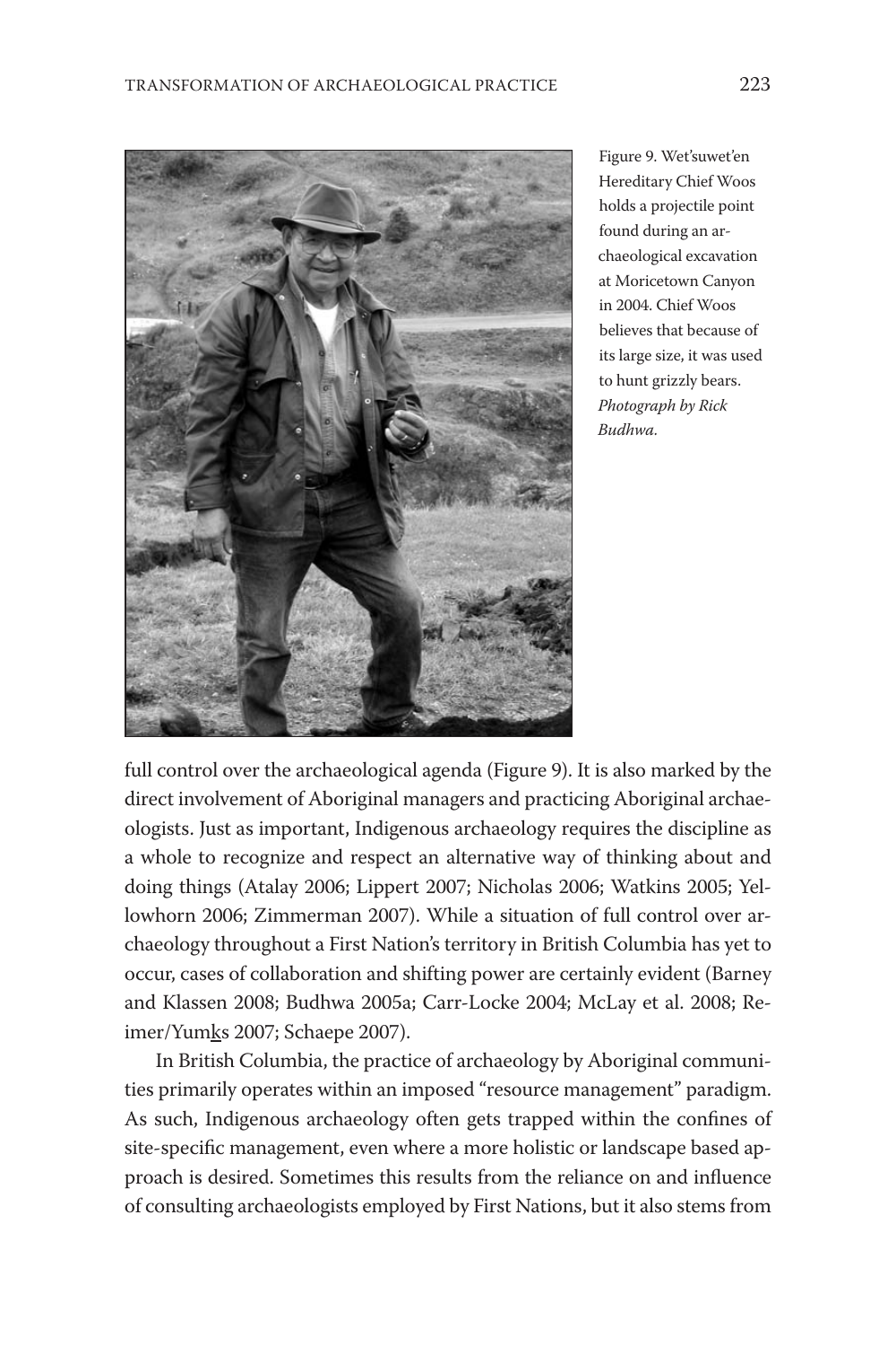Figure 9. Wet'suwet'en Hereditary Chief Woos holds a projectile point found during an archaeological excavation at Moricetown Canyon in 2004. Chief Woos believes that because of its large size, it was used to hunt grizzly bears. *Photograph by Rick Budhwa.*

full control over the archaeological agenda (Figure 9). It is also marked by the direct involvement of Aboriginal managers and practicing Aboriginal archaeologists. Just as important, Indigenous archaeology requires the discipline as a whole to recognize and respect an alternative way of thinking about and doing things (Atalay 2006; Lippert 2007; Nicholas 2006; Watkins 2005; Yellowhorn 2006; Zimmerman 2007). While a situation of full control over archaeology throughout a First Nation's territory in British Columbia has yet to occur, cases of collaboration and shifting power are certainly evident (Barney and Klassen 2008; Budhwa 2005a; Carr-Locke 2004; McLay et al. 2008; Reimer/Yumks 2007; Schaepe 2007).

In British Columbia, the practice of archaeology by Aboriginal communities primarily operates within an imposed "resource management" paradigm. As such, Indigenous archaeology often gets trapped within the confines of site-specific management, even where a more holistic or landscape based approach is desired. Sometimes this results from the reliance on and influence of consulting archaeologists employed by First Nations, but it also stems from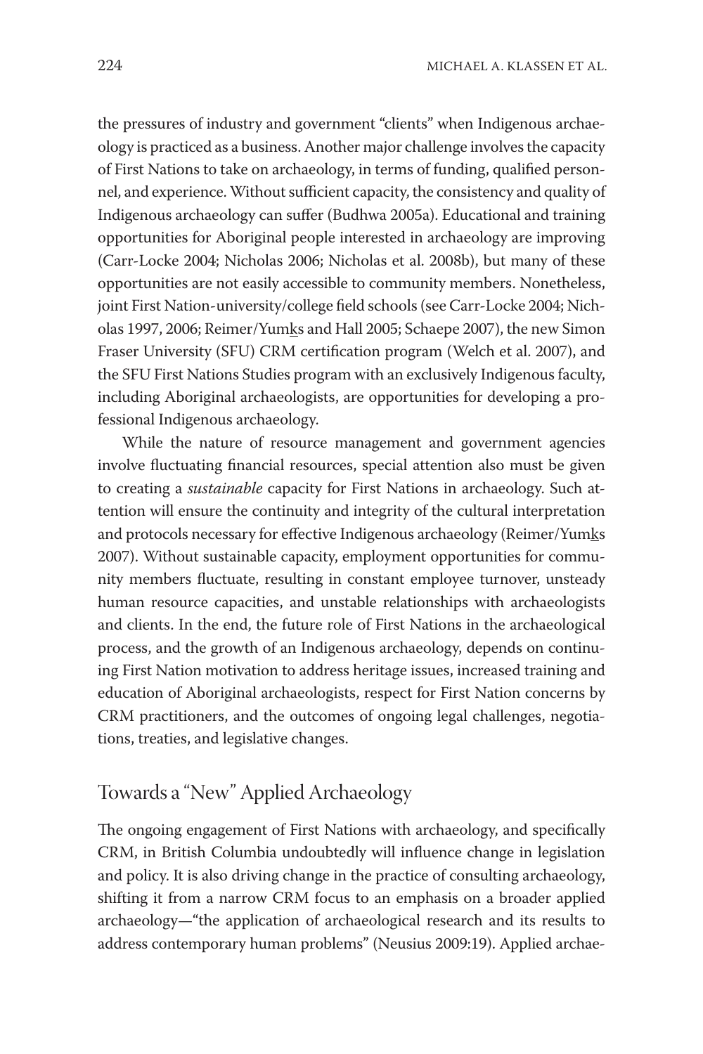the pressures of industry and government "clients" when Indigenous archaeology is practiced as a business. Another major challenge involves the capacity of First Nations to take on archaeology, in terms of funding, qualified personnel, and experience. Without sufficient capacity, the consistency and quality of Indigenous archaeology can suffer (Budhwa 2005a). Educational and training opportunities for Aboriginal people interested in archaeology are improving (Carr-Locke 2004; Nicholas 2006; Nicholas et al. 2008b), but many of these opportunities are not easily accessible to community members. Nonetheless, joint First Nation-university/college field schools (see Carr-Locke 2004; Nicholas 1997, 2006; Reimer/Yumks and Hall 2005; Schaepe 2007), the new Simon Fraser University (SFU) CRM certification program (Welch et al. 2007), and the SFU First Nations Studies program with an exclusively Indigenous faculty, including Aboriginal archaeologists, are opportunities for developing a professional Indigenous archaeology.

While the nature of resource management and government agencies involve fluctuating financial resources, special attention also must be given to creating a *sustainable* capacity for First Nations in archaeology. Such attention will ensure the continuity and integrity of the cultural interpretation and protocols necessary for effective Indigenous archaeology (Reimer/Yumks 2007). Without sustainable capacity, employment opportunities for community members fluctuate, resulting in constant employee turnover, unsteady human resource capacities, and unstable relationships with archaeologists and clients. In the end, the future role of First Nations in the archaeological process, and the growth of an Indigenous archaeology, depends on continuing First Nation motivation to address heritage issues, increased training and education of Aboriginal archaeologists, respect for First Nation concerns by CRM practitioners, and the outcomes of ongoing legal challenges, negotiations, treaties, and legislative changes.

## Towards a "New" Applied Archaeology

The ongoing engagement of First Nations with archaeology, and specifically CRM, in British Columbia undoubtedly will influence change in legislation and policy. It is also driving change in the practice of consulting archaeology, shifting it from a narrow CRM focus to an emphasis on a broader applied archaeology—"the application of archaeological research and its results to address contemporary human problems" (Neusius 2009:19). Applied archae-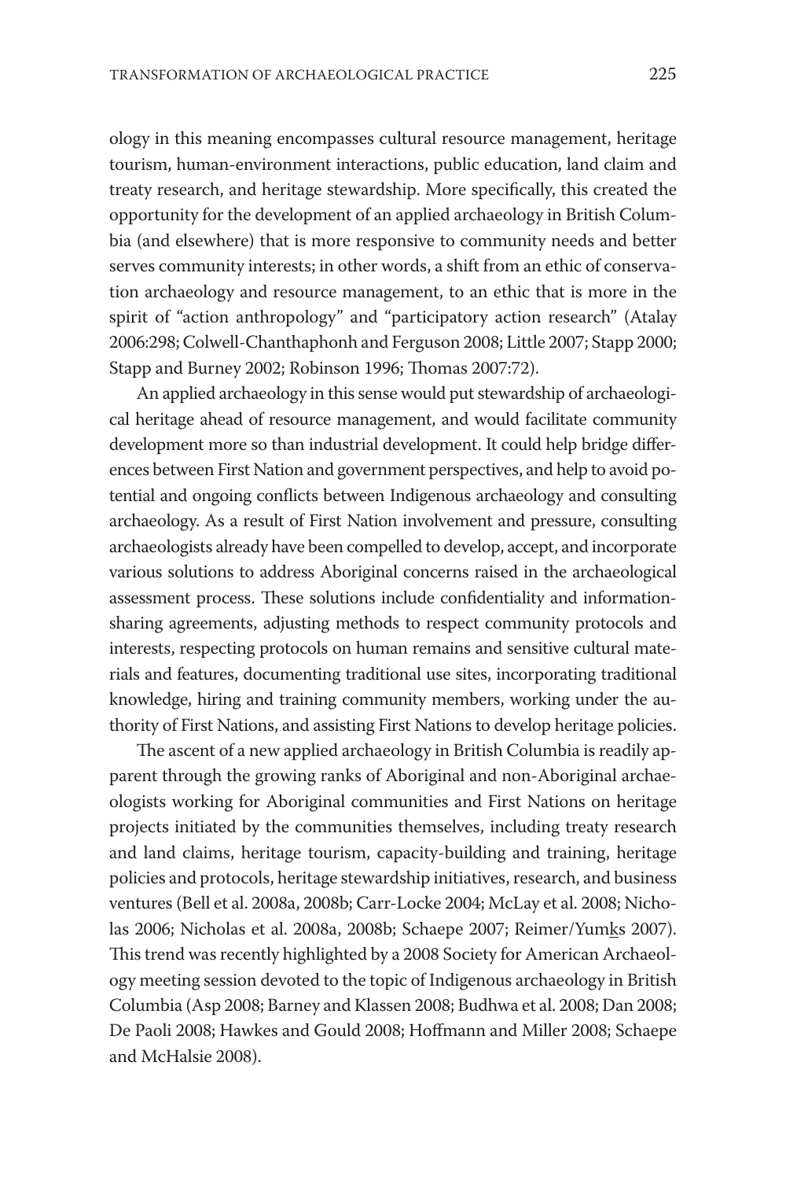ology in this meaning encompasses cultural resource management, heritage tourism, human-environment interactions, public education, land claim and treaty research, and heritage stewardship. More specifically, this created the opportunity for the development of an applied archaeology in British Columbia (and elsewhere) that is more responsive to community needs and better serves community interests; in other words, a shift from an ethic of conservation archaeology and resource management, to an ethic that is more in the spirit of "action anthropology" and "participatory action research" (Atalay 2006:298; Colwell-Chanthaphonh and Ferguson 2008; Little 2007; Stapp 2000; Stapp and Burney 2002; Robinson 1996; Thomas 2007:72).

An applied archaeology in this sense would put stewardship of archaeological heritage ahead of resource management, and would facilitate community development more so than industrial development. It could help bridge differences between First Nation and government perspectives, and help to avoid potential and ongoing conflicts between Indigenous archaeology and consulting archaeology. As a result of First Nation involvement and pressure, consulting archaeologists already have been compelled to develop, accept, and incorporate various solutions to address Aboriginal concerns raised in the archaeological assessment process. These solutions include confidentiality and information-sharing agreements, adjusting methods to respect community protocols and interests, respecting protocols on human remains and sensitive cultural materials and features, documenting traditional use sites, incorporating traditional knowledge, hiring and training community members, working under the authority of First Nations, and assisting First Nations to develop heritage policies.

The ascent of a new applied archaeology in British Columbia is readily apparent through the growing ranks of Aboriginal and non-Aboriginal archaeologists working for Aboriginal communities and First Nations on heritage projects initiated by the communities themselves, including treaty research and land claims, heritage tourism, capacity-building and training, heritage policies and protocols, heritage stewardship initiatives, research, and business ventures (Bell et al. 2008a, 2008b; Carr-Locke 2004; McLay et al. 2008; Nicholas 2006; Nicholas et al. 2008a, 2008b; Schaepe 2007; Reimer/Yumk̲s 2007). This trend was recently highlighted by a 2008 Society for American Archaeology meeting session devoted to the topic of Indigenous archaeology in British Columbia (Asp 2008; Barney and Klassen 2008; Budhwa et al. 2008; Dan 2008; De Paoli 2008; Hawkes and Gould 2008; Hoffmann and Miller 2008; Schaepe and McHalsie 2008).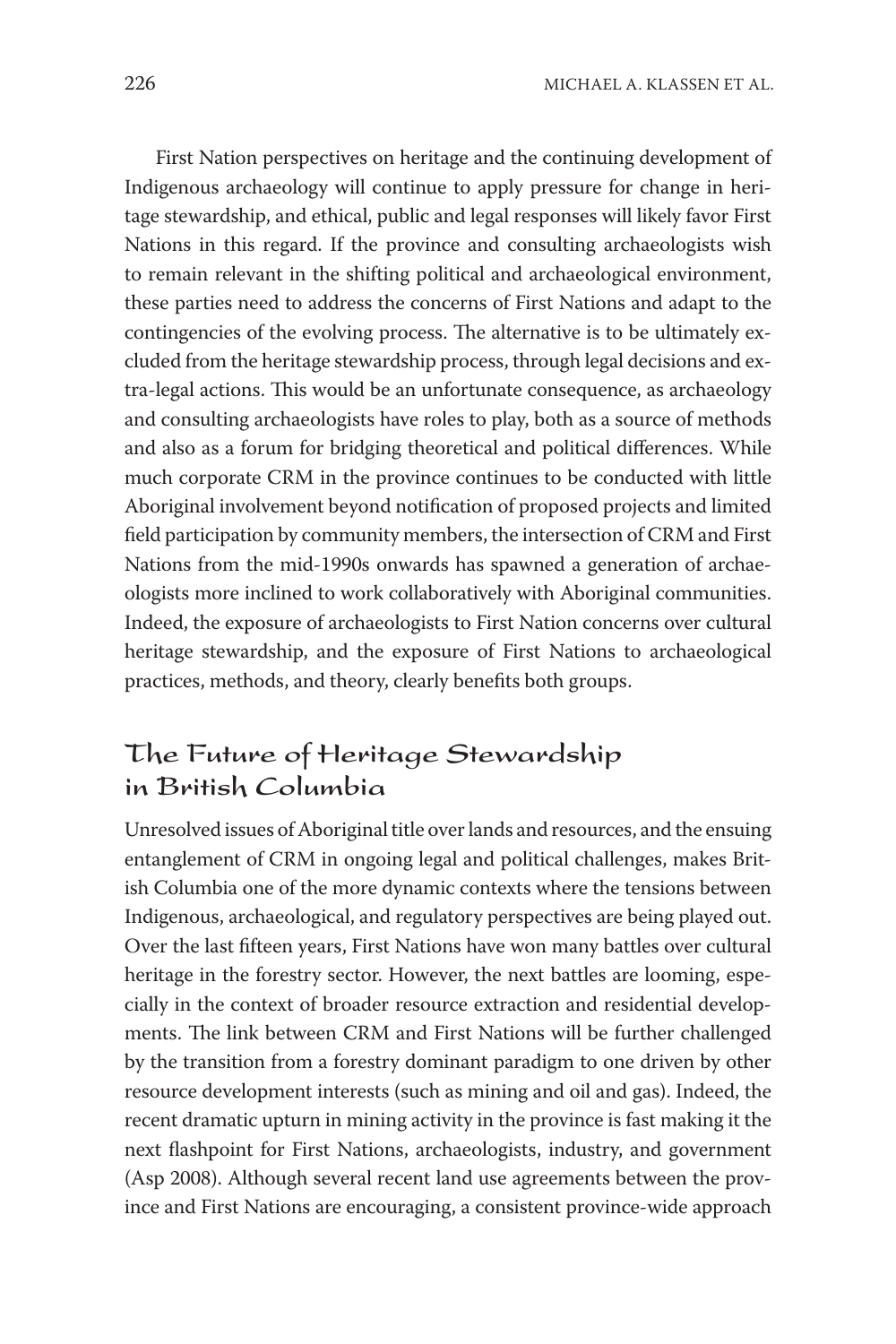First Nation perspectives on heritage and the continuing development of Indigenous archaeology will continue to apply pressure for change in heritage stewardship, and ethical, public and legal responses will likely favor First Nations in this regard. If the province and consulting archaeologists wish to remain relevant in the shifting political and archaeological environment, these parties need to address the concerns of First Nations and adapt to the contingencies of the evolving process. The alternative is to be ultimately excluded from the heritage stewardship process, through legal decisions and extra-legal actions. This would be an unfortunate consequence, as archaeology and consulting archaeologists have roles to play, both as a source of methods and also as a forum for bridging theoretical and political differences. While much corporate CRM in the province continues to be conducted with little Aboriginal involvement beyond notification of proposed projects and limited field participation by community members, the intersection of CRM and First Nations from the mid-1990s onwards has spawned a generation of archaeologists more inclined to work collaboratively with Aboriginal communities. Indeed, the exposure of archaeologists to First Nation concerns over cultural heritage stewardship, and the exposure of First Nations to archaeological practices, methods, and theory, clearly benefits both groups.

## The Future of Heritage Stewardship in British Columbia

Unresolved issues of Aboriginal title over lands and resources, and the ensuing entanglement of CRM in ongoing legal and political challenges, makes British Columbia one of the more dynamic contexts where the tensions between Indigenous, archaeological, and regulatory perspectives are being played out. Over the last fifteen years, First Nations have won many battles over cultural heritage in the forestry sector. However, the next battles are looming, especially in the context of broader resource extraction and residential developments. The link between CRM and First Nations will be further challenged by the transition from a forestry dominant paradigm to one driven by other resource development interests (such as mining and oil and gas). Indeed, the recent dramatic upturn in mining activity in the province is fast making it the next flashpoint for First Nations, archaeologists, industry, and government (Asp 2008). Although several recent land use agreements between the province and First Nations are encouraging, a consistent province-wide approach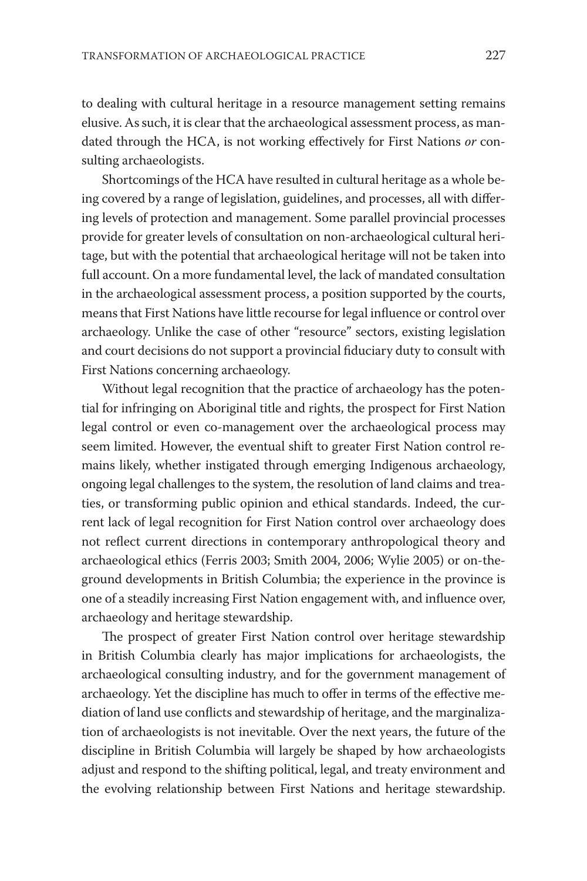to dealing with cultural heritage in a resource management setting remains elusive. As such, it is clear that the archaeological assessment process, as mandated through the HCA, is not working effectively for First Nations *or* consulting archaeologists.

Shortcomings of the HCA have resulted in cultural heritage as a whole being covered by a range of legislation, guidelines, and processes, all with differing levels of protection and management. Some parallel provincial processes provide for greater levels of consultation on non-archaeological cultural heritage, but with the potential that archaeological heritage will not be taken into full account. On a more fundamental level, the lack of mandated consultation in the archaeological assessment process, a position supported by the courts, means that First Nations have little recourse for legal influence or control over archaeology. Unlike the case of other "resource" sectors, existing legislation and court decisions do not support a provincial fiduciary duty to consult with First Nations concerning archaeology.

Without legal recognition that the practice of archaeology has the potential for infringing on Aboriginal title and rights, the prospect for First Nation legal control or even co-management over the archaeological process may seem limited. However, the eventual shift to greater First Nation control remains likely, whether instigated through emerging Indigenous archaeology, ongoing legal challenges to the system, the resolution of land claims and treaties, or transforming public opinion and ethical standards. Indeed, the current lack of legal recognition for First Nation control over archaeology does not reflect current directions in contemporary anthropological theory and archaeological ethics (Ferris 2003; Smith 2004, 2006; Wylie 2005) or on-the-ground developments in British Columbia; the experience in the province is one of a steadily increasing First Nation engagement with, and influence over, archaeology and heritage stewardship.

The prospect of greater First Nation control over heritage stewardship in British Columbia clearly has major implications for archaeologists, the archaeological consulting industry, and for the government management of archaeology. Yet the discipline has much to offer in terms of the effective mediation of land use conflicts and stewardship of heritage, and the marginalization of archaeologists is not inevitable. Over the next years, the future of the discipline in British Columbia will largely be shaped by how archaeologists adjust and respond to the shifting political, legal, and treaty environment and the evolving relationship between First Nations and heritage stewardship.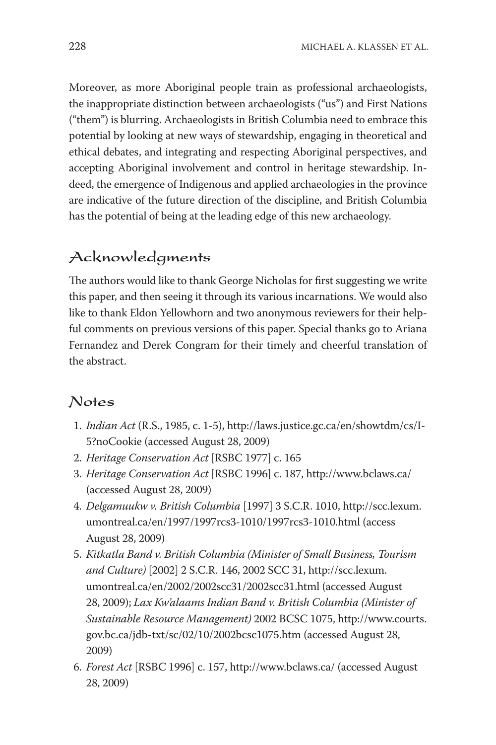Moreover, as more Aboriginal people train as professional archaeologists, the inappropriate distinction between archaeologists ("us") and First Nations ("them") is blurring. Archaeologists in British Columbia need to embrace this potential by looking at new ways of stewardship, engaging in theoretical and ethical debates, and integrating and respecting Aboriginal perspectives, and accepting Aboriginal involvement and control in heritage stewardship. Indeed, the emergence of Indigenous and applied archaeologies in the province are indicative of the future direction of the discipline, and British Columbia has the potential of being at the leading edge of this new archaeology.

## Acknowledgments

The authors would like to thank George Nicholas for first suggesting we write this paper, and then seeing it through its various incarnations. We would also like to thank Eldon Yellowhorn and two anonymous reviewers for their helpful comments on previous versions of this paper. Special thanks go to Ariana Fernandez and Derek Congram for their timely and cheerful translation of the abstract.

## Notes

1. *Indian Act* (R.S., 1985, c. 1-5), http://laws.justice.gc.ca/en/showtdm/cs/I-5?noCookie (accessed August 28, 2009)
2. *Heritage Conservation Act* [RSBC 1977] c. 165
3. *Heritage Conservation Act* [RSBC 1996] c. 187, http://www.bclaws.ca/ (accessed August 28, 2009)
4. *Delgamuukw v. British Columbia* [1997] 3 S.C.R. 1010, http://scc.lexum.umontreal.ca/en/1997/1997rcs3-1010/1997rcs3-1010.html (access August 28, 2009)
5. *Kitkatla Band v. British Columbia (Minister of Small Business, Tourism and Culture)* [2002] 2 S.C.R. 146, 2002 SCC 31, http://scc.lexum.umontreal.ca/en/2002/2002scc31/2002scc31.html (accessed August 28, 2009); *Lax Kw'alaams Indian Band v. British Columbia (Minister of Sustainable Resource Management)* 2002 BCSC 1075, http://www.courts.gov.bc.ca/jdb-txt/sc/02/10/2002bcsc1075.htm (accessed August 28, 2009)
6. *Forest Act* [RSBC 1996] c. 157, http://www.bclaws.ca/ (accessed August 28, 2009)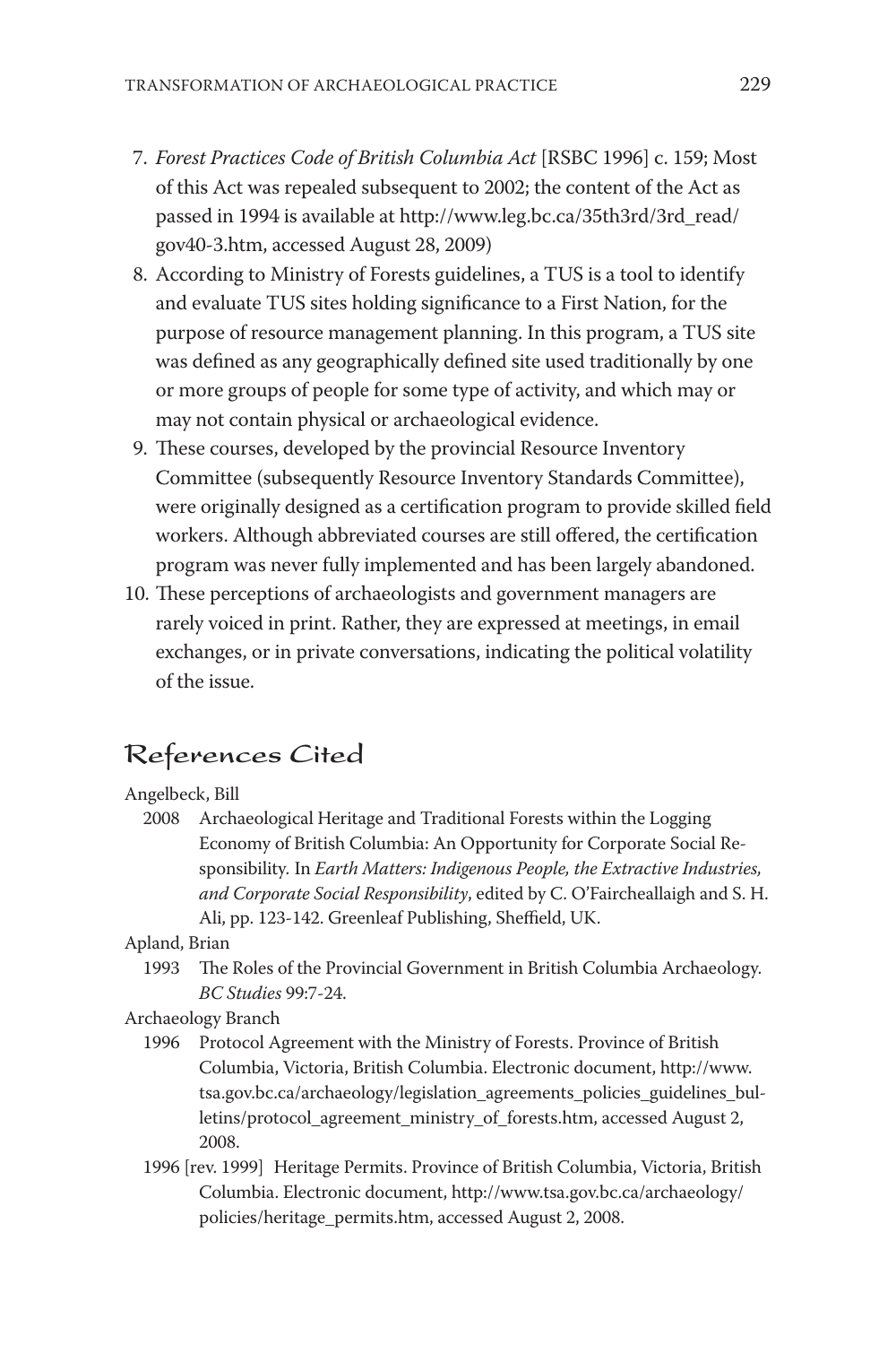7. *Forest Practices Code of British Columbia Act* [RSBC 1996] c. 159; Most of this Act was repealed subsequent to 2002; the content of the Act as passed in 1994 is available at http://www.leg.bc.ca/35th3rd/3rd_read/gov40-3.htm, accessed August 28, 2009)
8. According to Ministry of Forests guidelines, a TUS is a tool to identify and evaluate TUS sites holding significance to a First Nation, for the purpose of resource management planning. In this program, a TUS site was defined as any geographically defined site used traditionally by one or more groups of people for some type of activity, and which may or may not contain physical or archaeological evidence.
9. These courses, developed by the provincial Resource Inventory Committee (subsequently Resource Inventory Standards Committee), were originally designed as a certification program to provide skilled field workers. Although abbreviated courses are still offered, the certification program was never fully implemented and has been largely abandoned.
10. These perceptions of archaeologists and government managers are rarely voiced in print. Rather, they are expressed at meetings, in email exchanges, or in private conversations, indicating the political volatility of the issue.

## References Cited

Angelbeck, Bill

2008 Archaeological Heritage and Traditional Forests within the Logging Economy of British Columbia: An Opportunity for Corporate Social Responsibility. In *Earth Matters: Indigenous People, the Extractive Industries, and Corporate Social Responsibility*, edited by C. O'Faircheallaigh and S. H. Ali, pp. 123-142. Greenleaf Publishing, Sheffield, UK.

Apland, Brian

1993 The Roles of the Provincial Government in British Columbia Archaeology. *BC Studies* 99:7-24.

Archaeology Branch

1996 Protocol Agreement with the Ministry of Forests. Province of British Columbia, Victoria, British Columbia. Electronic document, http://www.tsa.gov.bc.ca/archaeology/legislation_agreements_policies_guidelines_bulletins/protocol_agreement_ministry_of_forests.htm, accessed August 2, 2008.

1996 [rev. 1999] Heritage Permits. Province of British Columbia, Victoria, British Columbia. Electronic document, http://www.tsa.gov.bc.ca/archaeology/policies/heritage_permits.htm, accessed August 2, 2008.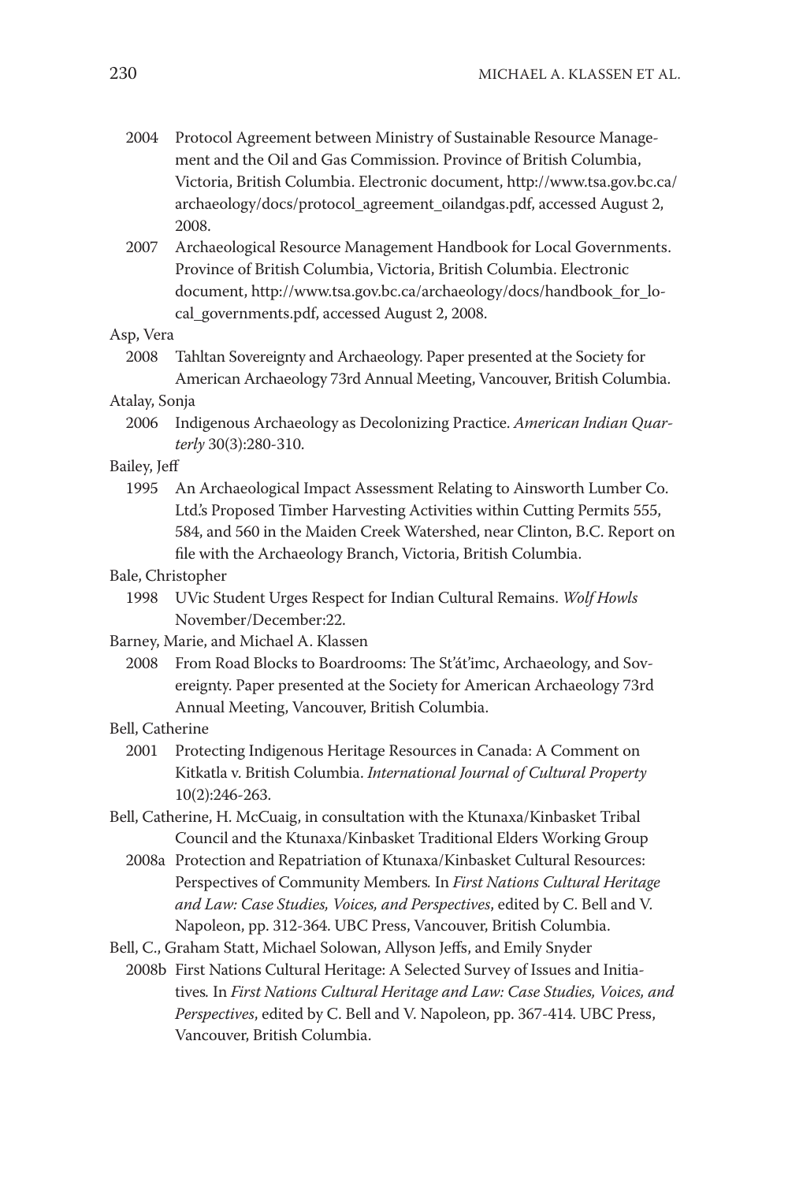2004 Protocol Agreement between Ministry of Sustainable Resource Management and the Oil and Gas Commission. Province of British Columbia, Victoria, British Columbia. Electronic document, http://www.tsa.gov.bc.ca/archaeology/docs/protocol_agreement_oilandgas.pdf, accessed August 2, 2008.

2007 Archaeological Resource Management Handbook for Local Governments. Province of British Columbia, Victoria, British Columbia. Electronic document, http://www.tsa.gov.bc.ca/archaeology/docs/handbook_for_local_governments.pdf, accessed August 2, 2008.

Asp, Vera

2008 Tahltan Sovereignty and Archaeology. Paper presented at the Society for American Archaeology 73rd Annual Meeting, Vancouver, British Columbia.

Atalay, Sonja

2006 Indigenous Archaeology as Decolonizing Practice. *American Indian Quarterly* 30(3):280-310.

Bailey, Jeff

1995 An Archaeological Impact Assessment Relating to Ainsworth Lumber Co. Ltd.'s Proposed Timber Harvesting Activities within Cutting Permits 555, 584, and 560 in the Maiden Creek Watershed, near Clinton, B.C. Report on file with the Archaeology Branch, Victoria, British Columbia.

Bale, Christopher

1998 UVic Student Urges Respect for Indian Cultural Remains. *Wolf Howls* November/December:22.

Barney, Marie, and Michael A. Klassen

2008 From Road Blocks to Boardrooms: The St'át'imc, Archaeology, and Sovereignty. Paper presented at the Society for American Archaeology 73rd Annual Meeting, Vancouver, British Columbia.

Bell, Catherine

2001 Protecting Indigenous Heritage Resources in Canada: A Comment on Kitkatla v. British Columbia. *International Journal of Cultural Property* 10(2):246-263.

Bell, Catherine, H. McCuaig, in consultation with the Ktunaxa/Kinbasket Tribal Council and the Ktunaxa/Kinbasket Traditional Elders Working Group

2008a Protection and Repatriation of Ktunaxa/Kinbasket Cultural Resources: Perspectives of Community Members. In *First Nations Cultural Heritage and Law: Case Studies, Voices, and Perspectives*, edited by C. Bell and V. Napoleon, pp. 312-364. UBC Press, Vancouver, British Columbia.

Bell, C., Graham Statt, Michael Solowan, Allyson Jeffs, and Emily Snyder

2008b First Nations Cultural Heritage: A Selected Survey of Issues and Initiatives. In *First Nations Cultural Heritage and Law: Case Studies, Voices, and Perspectives*, edited by C. Bell and V. Napoleon, pp. 367-414. UBC Press, Vancouver, British Columbia.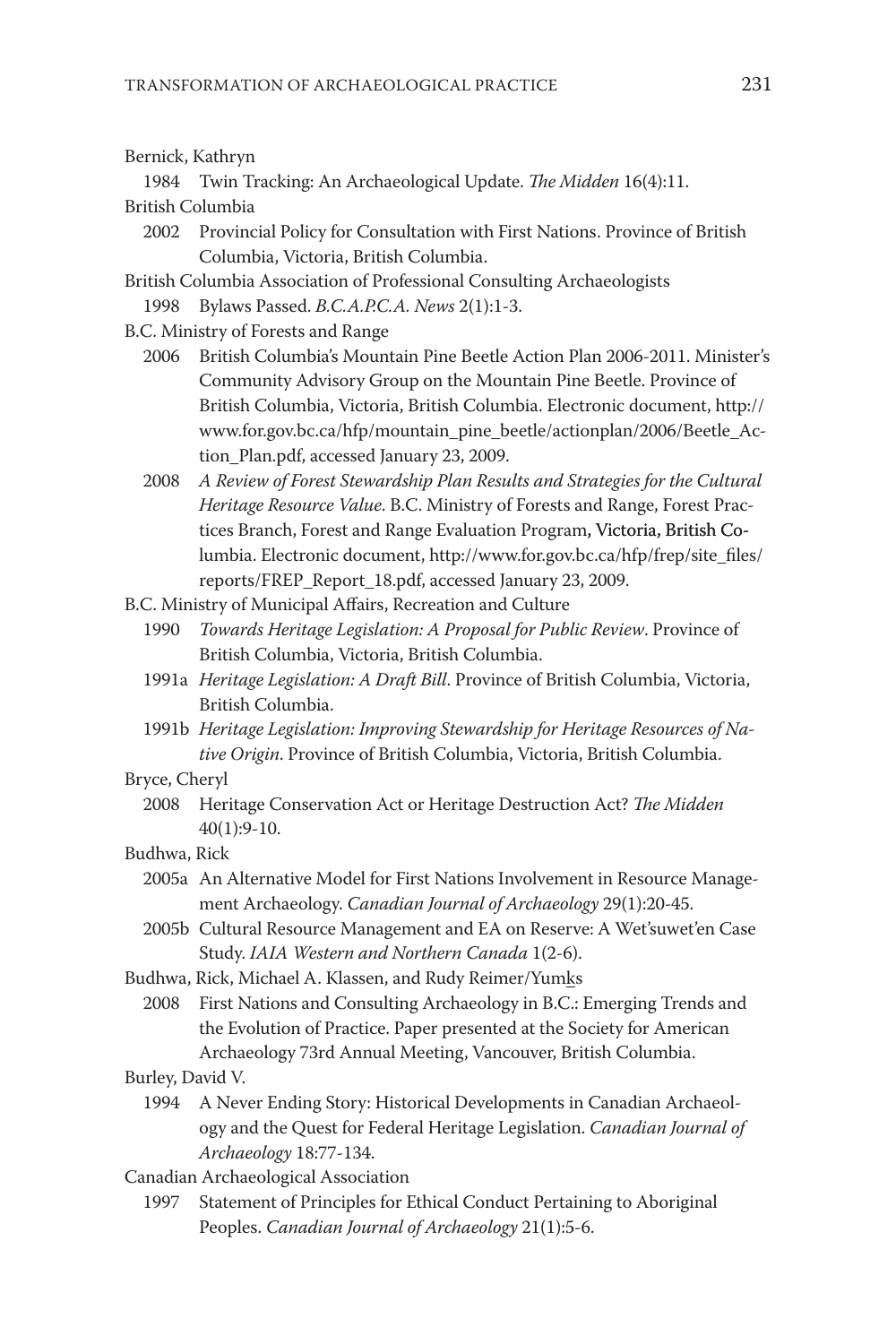Bernick, Kathryn

1984 Twin Tracking: An Archaeological Update. *The Midden* 16(4):11.

British Columbia

2002 Provincial Policy for Consultation with First Nations. Province of British Columbia, Victoria, British Columbia.

British Columbia Association of Professional Consulting Archaeologists

1998 Bylaws Passed. *B.C.A.P.C.A. News* 2(1):1-3.

B.C. Ministry of Forests and Range

2006 British Columbia's Mountain Pine Beetle Action Plan 2006-2011. Minister's Community Advisory Group on the Mountain Pine Beetle. Province of British Columbia, Victoria, British Columbia. Electronic document, http://www.for.gov.bc.ca/hfp/mountain_pine_beetle/actionplan/2006/Beetle_Action_Plan.pdf, accessed January 23, 2009.

2008 *A Review of Forest Stewardship Plan Results and Strategies for the Cultural Heritage Resource Value*. B.C. Ministry of Forests and Range, Forest Practices Branch, Forest and Range Evaluation Program, Victoria, British Columbia. Electronic document, http://www.for.gov.bc.ca/hfp/frep/site_files/reports/FREP_Report_18.pdf, accessed January 23, 2009.

B.C. Ministry of Municipal Affairs, Recreation and Culture

1990 *Towards Heritage Legislation: A Proposal for Public Review*. Province of British Columbia, Victoria, British Columbia.

1991a *Heritage Legislation: A Draft Bill*. Province of British Columbia, Victoria, British Columbia.

1991b *Heritage Legislation: Improving Stewardship for Heritage Resources of Native Origin*. Province of British Columbia, Victoria, British Columbia.

Bryce, Cheryl

2008 Heritage Conservation Act or Heritage Destruction Act? *The Midden* 40(1):9-10.

Budhwa, Rick

2005a An Alternative Model for First Nations Involvement in Resource Management Archaeology. *Canadian Journal of Archaeology* 29(1):20-45.

2005b Cultural Resource Management and EA on Reserve: A Wet'suwet'en Case Study. *IAIA Western and Northern Canada* 1(2-6).

Budhwa, Rick, Michael A. Klassen, and Rudy Reimer/Yumks

2008 First Nations and Consulting Archaeology in B.C.: Emerging Trends and the Evolution of Practice. Paper presented at the Society for American Archaeology 73rd Annual Meeting, Vancouver, British Columbia.

Burley, David V.

1994 A Never Ending Story: Historical Developments in Canadian Archaeology and the Quest for Federal Heritage Legislation. *Canadian Journal of Archaeology* 18:77-134.

Canadian Archaeological Association

1997 Statement of Principles for Ethical Conduct Pertaining to Aboriginal Peoples. *Canadian Journal of Archaeology* 21(1):5-6.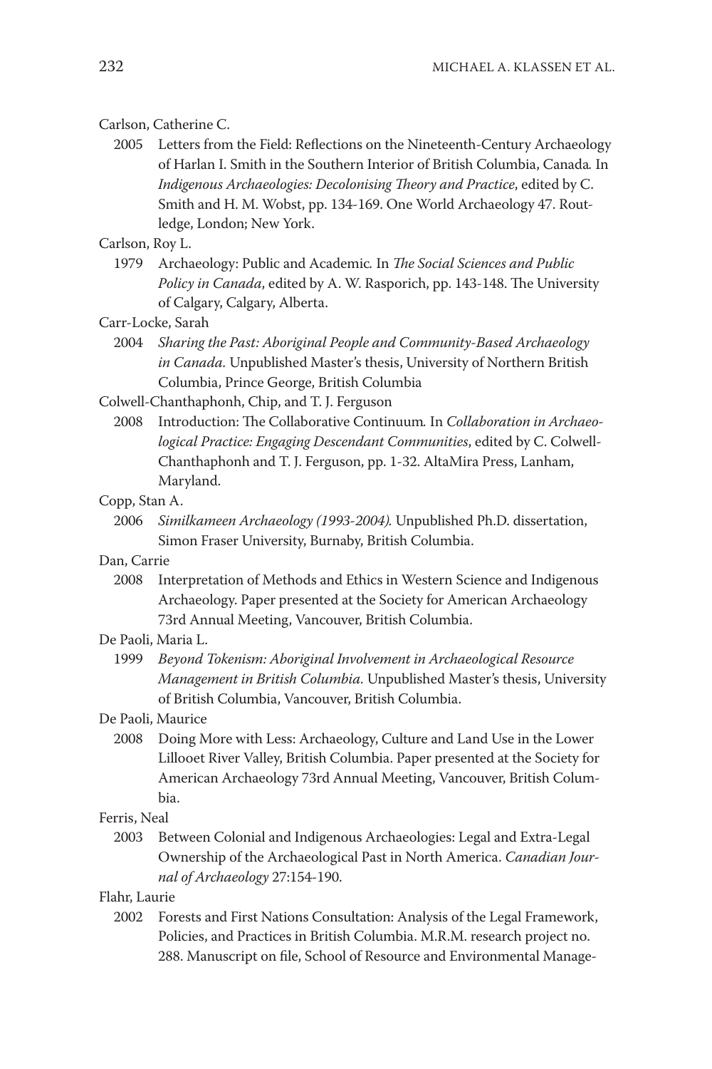Carlson, Catherine C.

2005 Letters from the Field: Reflections on the Nineteenth-Century Archaeology of Harlan I. Smith in the Southern Interior of British Columbia, Canada*.* In *Indigenous Archaeologies: Decolonising Theory and Practice*, edited by C. Smith and H. M. Wobst, pp. 134-169. One World Archaeology 47. Routledge, London; New York.

Carlson, Roy L.

1979 Archaeology: Public and Academic*.* In *The Social Sciences and Public Policy in Canada*, edited by A. W. Rasporich, pp. 143-148. The University of Calgary, Calgary, Alberta.

Carr-Locke, Sarah

2004 *Sharing the Past: Aboriginal People and Community-Based Archaeology in Canada.* Unpublished Master's thesis, University of Northern British Columbia, Prince George, British Columbia

Colwell-Chanthaphonh, Chip, and T. J. Ferguson

2008 Introduction: The Collaborative Continuum*.* In *Collaboration in Archaeological Practice: Engaging Descendant Communities*, edited by C. Colwell-Chanthaphonh and T. J. Ferguson, pp. 1-32. AltaMira Press, Lanham, Maryland.

Copp, Stan A.

2006 *Similkameen Archaeology (1993-2004).* Unpublished Ph.D. dissertation, Simon Fraser University, Burnaby, British Columbia.

Dan, Carrie

2008 Interpretation of Methods and Ethics in Western Science and Indigenous Archaeology. Paper presented at the Society for American Archaeology 73rd Annual Meeting, Vancouver, British Columbia.

De Paoli, Maria L.

1999 *Beyond Tokenism: Aboriginal Involvement in Archaeological Resource Management in British Columbia.* Unpublished Master's thesis, University of British Columbia, Vancouver, British Columbia.

De Paoli, Maurice

2008 Doing More with Less: Archaeology, Culture and Land Use in the Lower Lillooet River Valley, British Columbia. Paper presented at the Society for American Archaeology 73rd Annual Meeting, Vancouver, British Columbia.

Ferris, Neal

2003 Between Colonial and Indigenous Archaeologies: Legal and Extra-Legal Ownership of the Archaeological Past in North America. *Canadian Journal of Archaeology* 27:154-190.

Flahr, Laurie

2002 Forests and First Nations Consultation: Analysis of the Legal Framework, Policies, and Practices in British Columbia. M.R.M. research project no. 288. Manuscript on file, School of Resource and Environmental Manage-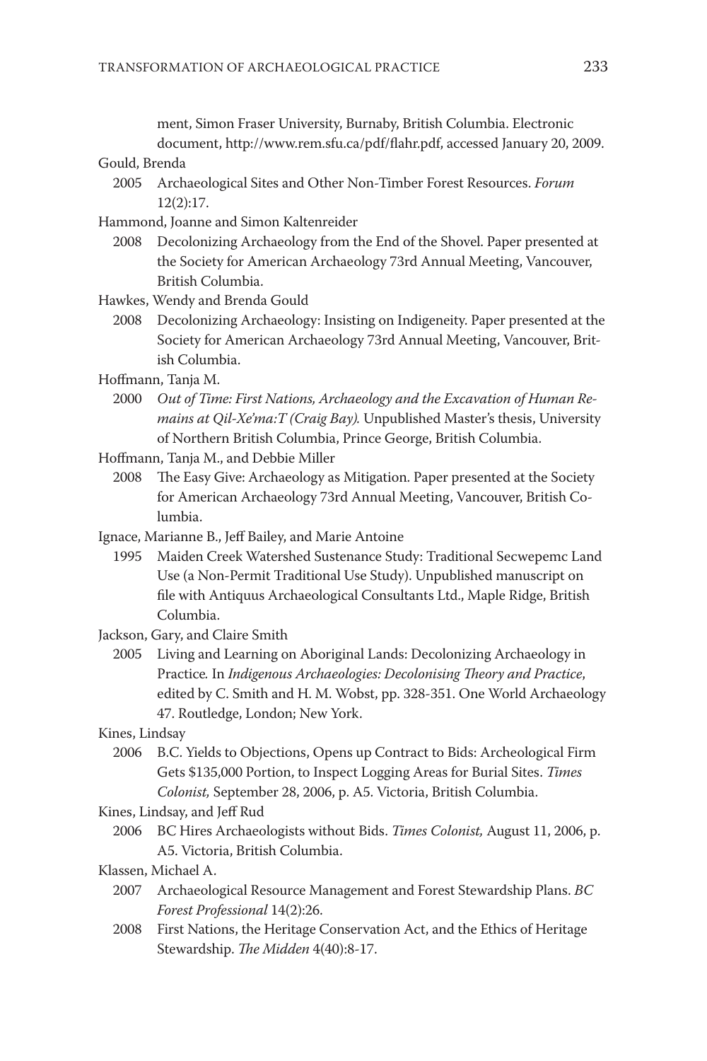ment, Simon Fraser University, Burnaby, British Columbia. Electronic document, http://www.rem.sfu.ca/pdf/flahr.pdf, accessed January 20, 2009.

Gould, Brenda

2005 Archaeological Sites and Other Non-Timber Forest Resources. *Forum* 12(2):17.

Hammond, Joanne and Simon Kaltenreider

2008 Decolonizing Archaeology from the End of the Shovel. Paper presented at the Society for American Archaeology 73rd Annual Meeting, Vancouver, British Columbia.

Hawkes, Wendy and Brenda Gould

2008 Decolonizing Archaeology: Insisting on Indigeneity. Paper presented at the Society for American Archaeology 73rd Annual Meeting, Vancouver, British Columbia.

Hoffmann, Tanja M.

2000 *Out of Time: First Nations, Archaeology and the Excavation of Human Remains at Qil-Xe'ma:T (Craig Bay).* Unpublished Master's thesis, University of Northern British Columbia, Prince George, British Columbia.

Hoffmann, Tanja M., and Debbie Miller

2008 The Easy Give: Archaeology as Mitigation. Paper presented at the Society for American Archaeology 73rd Annual Meeting, Vancouver, British Columbia.

Ignace, Marianne B., Jeff Bailey, and Marie Antoine

1995 Maiden Creek Watershed Sustenance Study: Traditional Secwepemc Land Use (a Non-Permit Traditional Use Study). Unpublished manuscript on file with Antiquus Archaeological Consultants Ltd., Maple Ridge, British Columbia.

Jackson, Gary, and Claire Smith

2005 Living and Learning on Aboriginal Lands: Decolonizing Archaeology in Practice. In *Indigenous Archaeologies: Decolonising Theory and Practice*, edited by C. Smith and H. M. Wobst, pp. 328-351. One World Archaeology 47. Routledge, London; New York.

Kines, Lindsay

2006 B.C. Yields to Objections, Opens up Contract to Bids: Archeological Firm Gets $135,000 Portion, to Inspect Logging Areas for Burial Sites. *Times Colonist,* September 28, 2006, p. A5. Victoria, British Columbia.

Kines, Lindsay, and Jeff Rud

2006 BC Hires Archaeologists without Bids. *Times Colonist,* August 11, 2006, p. A5. Victoria, British Columbia.

Klassen, Michael A.

2007 Archaeological Resource Management and Forest Stewardship Plans. *BC Forest Professional* 14(2):26.

2008 First Nations, the Heritage Conservation Act, and the Ethics of Heritage Stewardship. *The Midden* 4(40):8-17.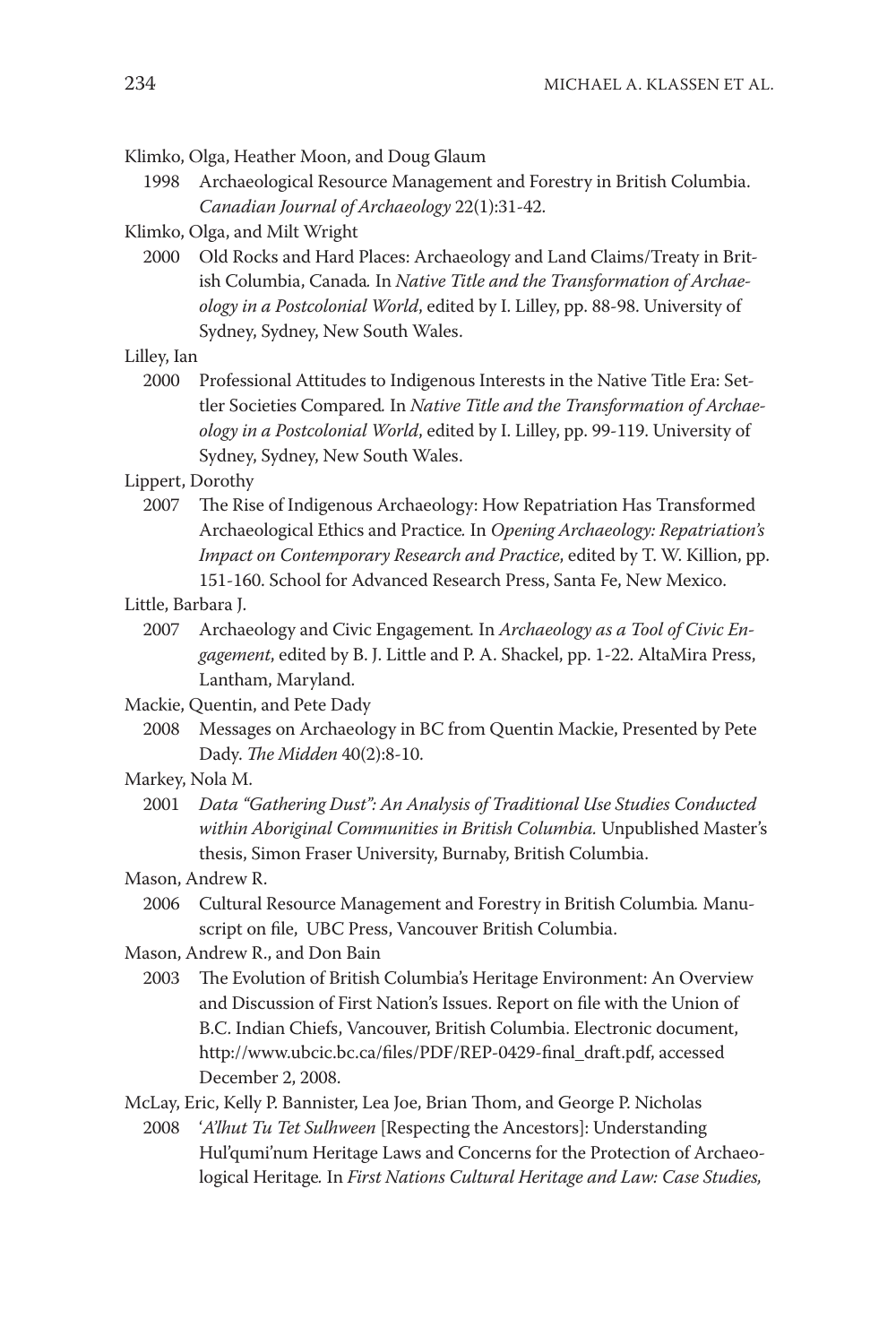Klimko, Olga, Heather Moon, and Doug Glaum

1998 Archaeological Resource Management and Forestry in British Columbia. *Canadian Journal of Archaeology* 22(1):31-42.

Klimko, Olga, and Milt Wright

2000 Old Rocks and Hard Places: Archaeology and Land Claims/Treaty in British Columbia, Canada. In *Native Title and the Transformation of Archaeology in a Postcolonial World*, edited by I. Lilley, pp. 88-98. University of Sydney, Sydney, New South Wales.

Lilley, Ian

2000 Professional Attitudes to Indigenous Interests in the Native Title Era: Settler Societies Compared. In *Native Title and the Transformation of Archaeology in a Postcolonial World*, edited by I. Lilley, pp. 99-119. University of Sydney, Sydney, New South Wales.

Lippert, Dorothy

2007 The Rise of Indigenous Archaeology: How Repatriation Has Transformed Archaeological Ethics and Practice. In *Opening Archaeology: Repatriation's Impact on Contemporary Research and Practice*, edited by T. W. Killion, pp. 151-160. School for Advanced Research Press, Santa Fe, New Mexico.

Little, Barbara J.

2007 Archaeology and Civic Engagement. In *Archaeology as a Tool of Civic Engagement*, edited by B. J. Little and P. A. Shackel, pp. 1-22. AltaMira Press, Lantham, Maryland.

Mackie, Quentin, and Pete Dady

2008 Messages on Archaeology in BC from Quentin Mackie, Presented by Pete Dady. *The Midden* 40(2):8-10.

Markey, Nola M.

2001 *Data "Gathering Dust": An Analysis of Traditional Use Studies Conducted within Aboriginal Communities in British Columbia.* Unpublished Master's thesis, Simon Fraser University, Burnaby, British Columbia.

Mason, Andrew R.

2006 Cultural Resource Management and Forestry in British Columbia. Manuscript on file, UBC Press, Vancouver British Columbia.

Mason, Andrew R., and Don Bain

2003 The Evolution of British Columbia's Heritage Environment: An Overview and Discussion of First Nation's Issues. Report on file with the Union of B.C. Indian Chiefs, Vancouver, British Columbia. Electronic document, http://www.ubcic.bc.ca/files/PDF/REP-0429-final_draft.pdf, accessed December 2, 2008.

McLay, Eric, Kelly P. Bannister, Lea Joe, Brian Thom, and George P. Nicholas

2008 '*A'lhut Tu Tet Sulhween* [Respecting the Ancestors]: Understanding Hul'qumi'num Heritage Laws and Concerns for the Protection of Archaeological Heritage. In *First Nations Cultural Heritage and Law: Case Studies,*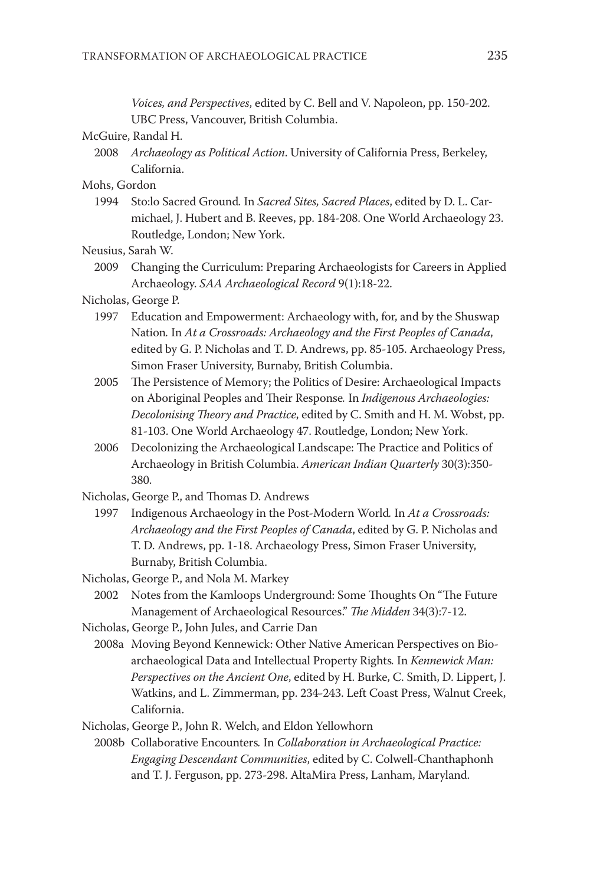*Voices, and Perspectives*, edited by C. Bell and V. Napoleon, pp. 150-202. UBC Press, Vancouver, British Columbia.

McGuire, Randal H.

2008 *Archaeology as Political Action*. University of California Press, Berkeley, California.

Mohs, Gordon

1994 Sto:lo Sacred Ground. In *Sacred Sites, Sacred Places*, edited by D. L. Carmichael, J. Hubert and B. Reeves, pp. 184-208. One World Archaeology 23. Routledge, London; New York.

Neusius, Sarah W.

2009 Changing the Curriculum: Preparing Archaeologists for Careers in Applied Archaeology. *SAA Archaeological Record* 9(1):18-22.

Nicholas, George P.

1997 Education and Empowerment: Archaeology with, for, and by the Shuswap Nation. In *At a Crossroads: Archaeology and the First Peoples of Canada*, edited by G. P. Nicholas and T. D. Andrews, pp. 85-105. Archaeology Press, Simon Fraser University, Burnaby, British Columbia.

2005 The Persistence of Memory; the Politics of Desire: Archaeological Impacts on Aboriginal Peoples and Their Response. In *Indigenous Archaeologies: Decolonising Theory and Practice*, edited by C. Smith and H. M. Wobst, pp. 81-103. One World Archaeology 47. Routledge, London; New York.

2006 Decolonizing the Archaeological Landscape: The Practice and Politics of Archaeology in British Columbia. *American Indian Quarterly* 30(3):350-380.

Nicholas, George P., and Thomas D. Andrews

1997 Indigenous Archaeology in the Post-Modern World. In *At a Crossroads: Archaeology and the First Peoples of Canada*, edited by G. P. Nicholas and T. D. Andrews, pp. 1-18. Archaeology Press, Simon Fraser University, Burnaby, British Columbia.

Nicholas, George P., and Nola M. Markey

2002 Notes from the Kamloops Underground: Some Thoughts On "The Future Management of Archaeological Resources." *The Midden* 34(3):7-12.

Nicholas, George P., John Jules, and Carrie Dan

2008a Moving Beyond Kennewick: Other Native American Perspectives on Bioarchaeological Data and Intellectual Property Rights. In *Kennewick Man: Perspectives on the Ancient One*, edited by H. Burke, C. Smith, D. Lippert, J. Watkins, and L. Zimmerman, pp. 234-243. Left Coast Press, Walnut Creek, California.

Nicholas, George P., John R. Welch, and Eldon Yellowhorn

2008b Collaborative Encounters. In *Collaboration in Archaeological Practice: Engaging Descendant Communities*, edited by C. Colwell-Chanthaphonh and T. J. Ferguson, pp. 273-298. AltaMira Press, Lanham, Maryland.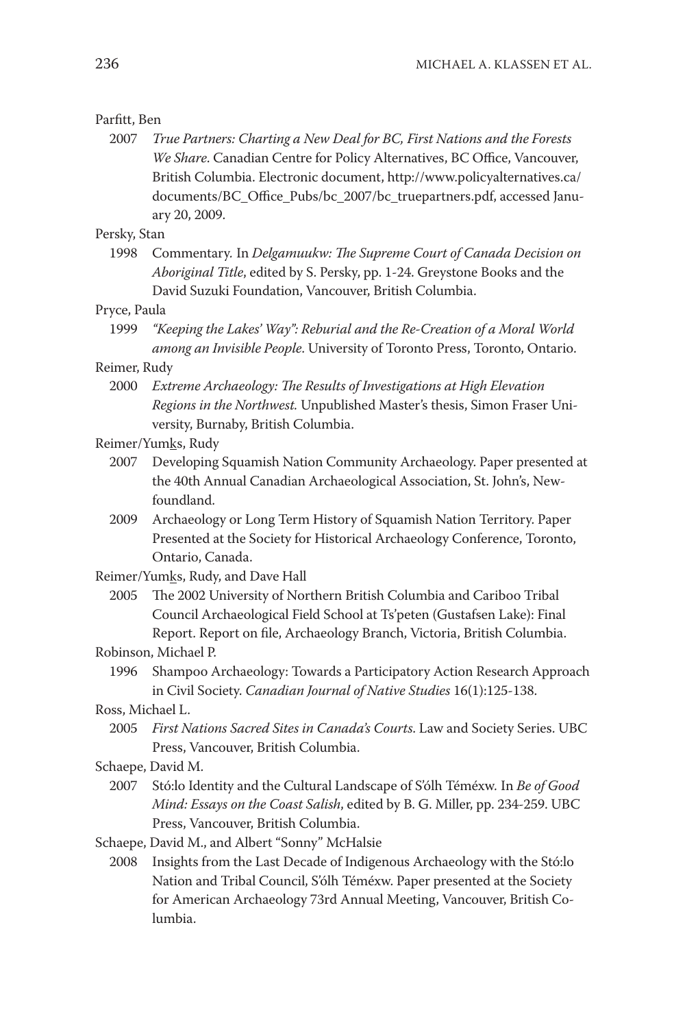Parfitt, Ben

2007 *True Partners: Charting a New Deal for BC, First Nations and the Forests We Share*. Canadian Centre for Policy Alternatives, BC Office, Vancouver, British Columbia. Electronic document, http://www.policyalternatives.ca/documents/BC_Office_Pubs/bc_2007/bc_truepartners.pdf, accessed January 20, 2009.

Persky, Stan

1998 Commentary. In *Delgamuukw: The Supreme Court of Canada Decision on Aboriginal Title*, edited by S. Persky, pp. 1-24. Greystone Books and the David Suzuki Foundation, Vancouver, British Columbia.

Pryce, Paula

1999 *"Keeping the Lakes' Way": Reburial and the Re-Creation of a Moral World among an Invisible People*. University of Toronto Press, Toronto, Ontario.

Reimer, Rudy

2000 *Extreme Archaeology: The Results of Investigations at High Elevation Regions in the Northwest.* Unpublished Master's thesis, Simon Fraser University, Burnaby, British Columbia.

Reimer/Yumk̲s, Rudy

2007 Developing Squamish Nation Community Archaeology. Paper presented at the 40th Annual Canadian Archaeological Association, St. John's, Newfoundland.

2009 Archaeology or Long Term History of Squamish Nation Territory. Paper Presented at the Society for Historical Archaeology Conference, Toronto, Ontario, Canada.

Reimer/Yumk̲s, Rudy, and Dave Hall

2005 The 2002 University of Northern British Columbia and Cariboo Tribal Council Archaeological Field School at Ts'peten (Gustafsen Lake): Final Report. Report on file, Archaeology Branch, Victoria, British Columbia.

Robinson, Michael P.

1996 Shampoo Archaeology: Towards a Participatory Action Research Approach in Civil Society. *Canadian Journal of Native Studies* 16(1):125-138.

Ross, Michael L.

2005 *First Nations Sacred Sites in Canada's Courts*. Law and Society Series. UBC Press, Vancouver, British Columbia.

Schaepe, David M.

2007 Stó:lo Identity and the Cultural Landscape of S'ólh Téméxw. In *Be of Good Mind: Essays on the Coast Salish*, edited by B. G. Miller, pp. 234-259. UBC Press, Vancouver, British Columbia.

Schaepe, David M., and Albert "Sonny" McHalsie

2008 Insights from the Last Decade of Indigenous Archaeology with the Stó:lo Nation and Tribal Council, S'ólh Téméxw. Paper presented at the Society for American Archaeology 73rd Annual Meeting, Vancouver, British Columbia.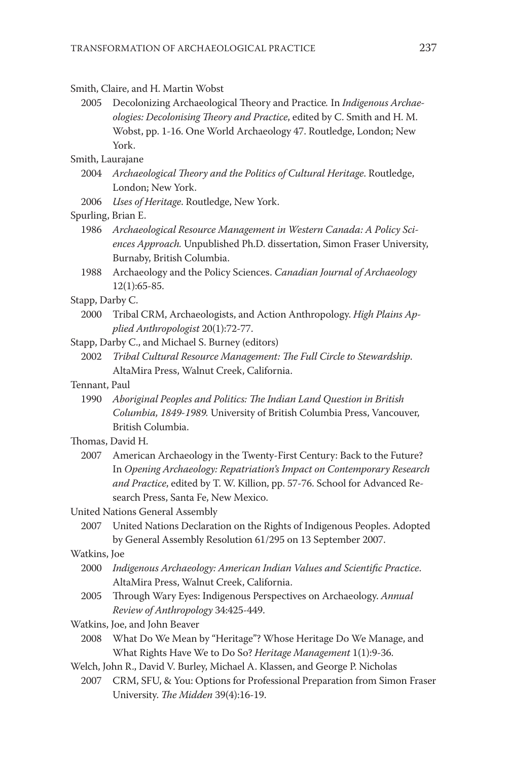Smith, Claire, and H. Martin Wobst

2005 Decolonizing Archaeological Theory and Practice. In *Indigenous Archaeologies: Decolonising Theory and Practice*, edited by C. Smith and H. M. Wobst, pp. 1-16. One World Archaeology 47. Routledge, London; New York.

Smith, Laurajane

2004 *Archaeological Theory and the Politics of Cultural Heritage*. Routledge, London; New York.

2006 *Uses of Heritage*. Routledge, New York.

Spurling, Brian E.

1986 *Archaeological Resource Management in Western Canada: A Policy Sciences Approach.* Unpublished Ph.D. dissertation, Simon Fraser University, Burnaby, British Columbia.

1988 Archaeology and the Policy Sciences. *Canadian Journal of Archaeology* 12(1):65-85.

Stapp, Darby C.

2000 Tribal CRM, Archaeologists, and Action Anthropology. *High Plains Applied Anthropologist* 20(1):72-77.

Stapp, Darby C., and Michael S. Burney (editors)

2002 *Tribal Cultural Resource Management: The Full Circle to Stewardship*. AltaMira Press, Walnut Creek, California.

Tennant, Paul

1990 *Aboriginal Peoples and Politics: The Indian Land Question in British Columbia, 1849-1989.* University of British Columbia Press, Vancouver, British Columbia.

Thomas, David H.

2007 American Archaeology in the Twenty-First Century: Back to the Future? In *Opening Archaeology: Repatriation's Impact on Contemporary Research and Practice*, edited by T. W. Killion, pp. 57-76. School for Advanced Research Press, Santa Fe, New Mexico.

United Nations General Assembly

2007 United Nations Declaration on the Rights of Indigenous Peoples. Adopted by General Assembly Resolution 61/295 on 13 September 2007.

Watkins, Joe

2000 *Indigenous Archaeology: American Indian Values and Scientific Practice*. AltaMira Press, Walnut Creek, California.

2005 Through Wary Eyes: Indigenous Perspectives on Archaeology. *Annual Review of Anthropology* 34:425-449.

Watkins, Joe, and John Beaver

2008 What Do We Mean by "Heritage"? Whose Heritage Do We Manage, and What Rights Have We to Do So? *Heritage Management* 1(1):9-36.

Welch, John R., David V. Burley, Michael A. Klassen, and George P. Nicholas

2007 CRM, SFU, & You: Options for Professional Preparation from Simon Fraser University. *The Midden* 39(4):16-19.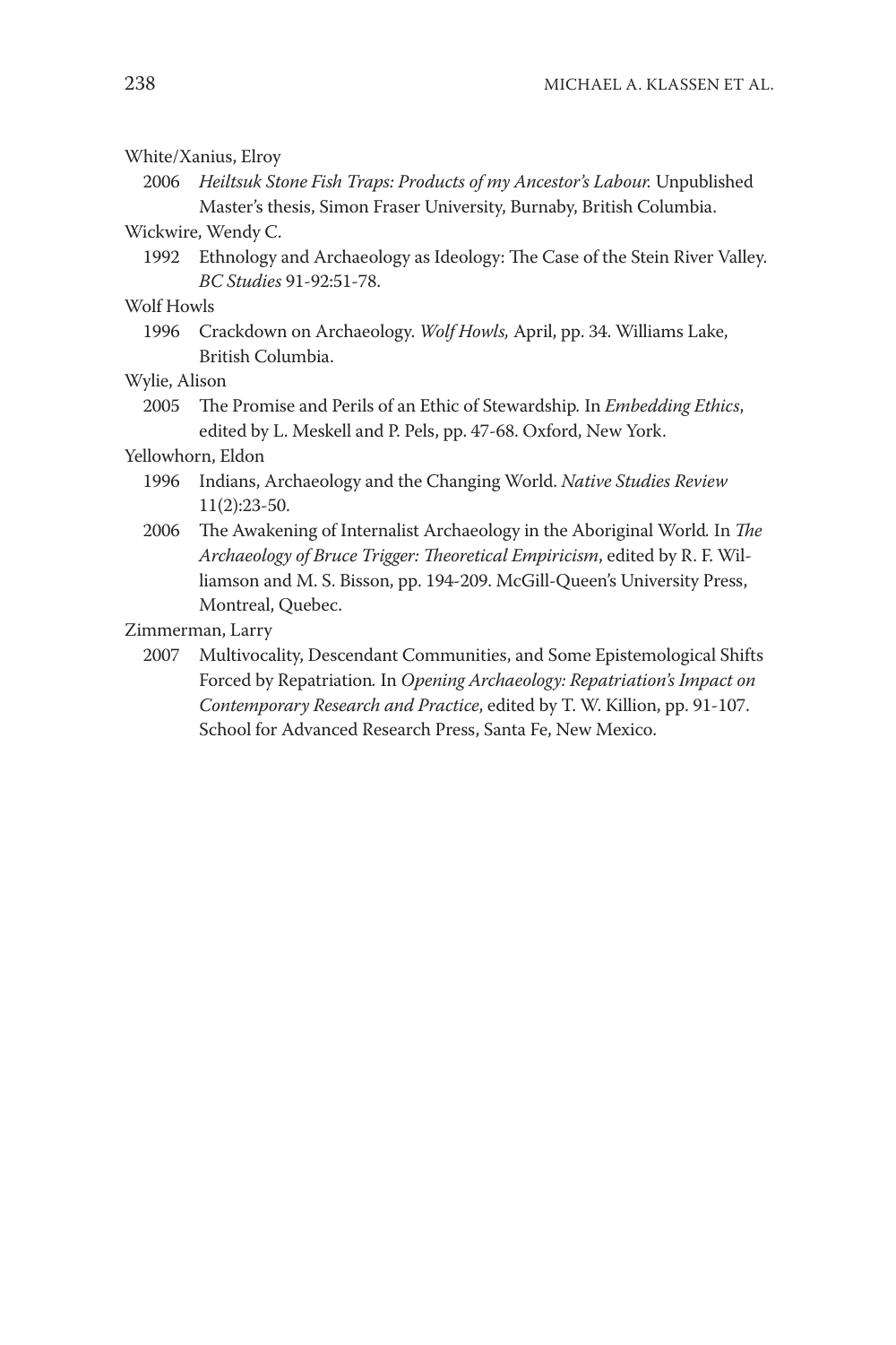White/Xanius, Elroy

2006 *Heiltsuk Stone Fish Traps: Products of my Ancestor's Labour.* Unpublished Master's thesis, Simon Fraser University, Burnaby, British Columbia.

Wickwire, Wendy C.

1992 Ethnology and Archaeology as Ideology: The Case of the Stein River Valley. *BC Studies* 91-92:51-78.

Wolf Howls

1996 Crackdown on Archaeology. *Wolf Howls,* April, pp. 34. Williams Lake, British Columbia.

Wylie, Alison

2005 The Promise and Perils of an Ethic of Stewardship. In *Embedding Ethics*, edited by L. Meskell and P. Pels, pp. 47-68. Oxford, New York.

Yellowhorn, Eldon

1996 Indians, Archaeology and the Changing World. *Native Studies Review* 11(2):23-50.

2006 The Awakening of Internalist Archaeology in the Aboriginal World. In *The Archaeology of Bruce Trigger: Theoretical Empiricism*, edited by R. F. Williamson and M. S. Bisson, pp. 194-209. McGill-Queen's University Press, Montreal, Quebec.

Zimmerman, Larry

2007 Multivocality, Descendant Communities, and Some Epistemological Shifts Forced by Repatriation. In *Opening Archaeology: Repatriation's Impact on Contemporary Research and Practice*, edited by T. W. Killion, pp. 91-107. School for Advanced Research Press, Santa Fe, New Mexico.